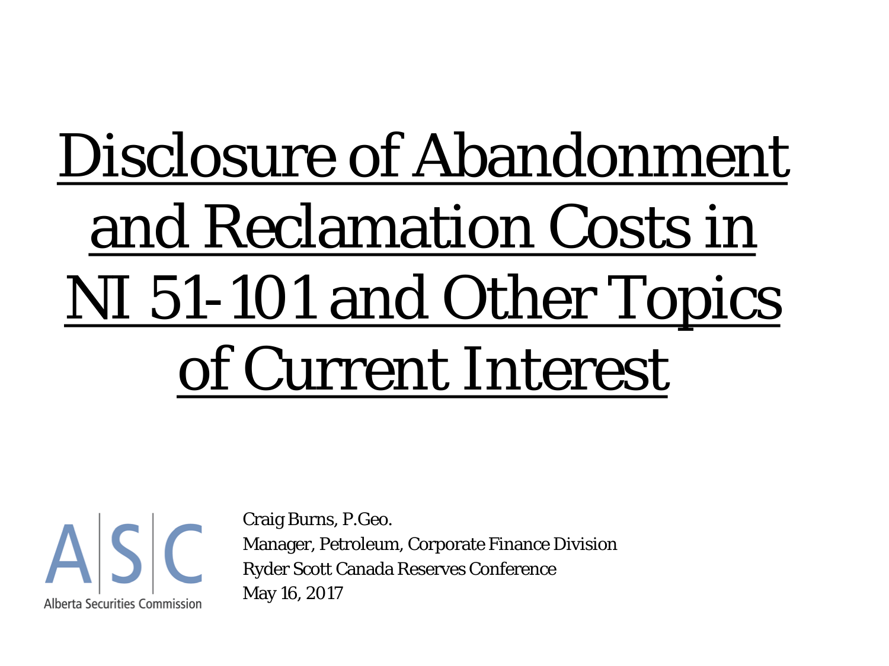# Disclosure of Abandonment and Reclamation Costs in NI 51-101 and Other Topics of Current Interest

Alberta Securities Commission

Craig Burns, P.Geo.
Manager, Petroleum, Corporate Finance Division
Ryder Scott Canada Reserves Conference
May 16, 2017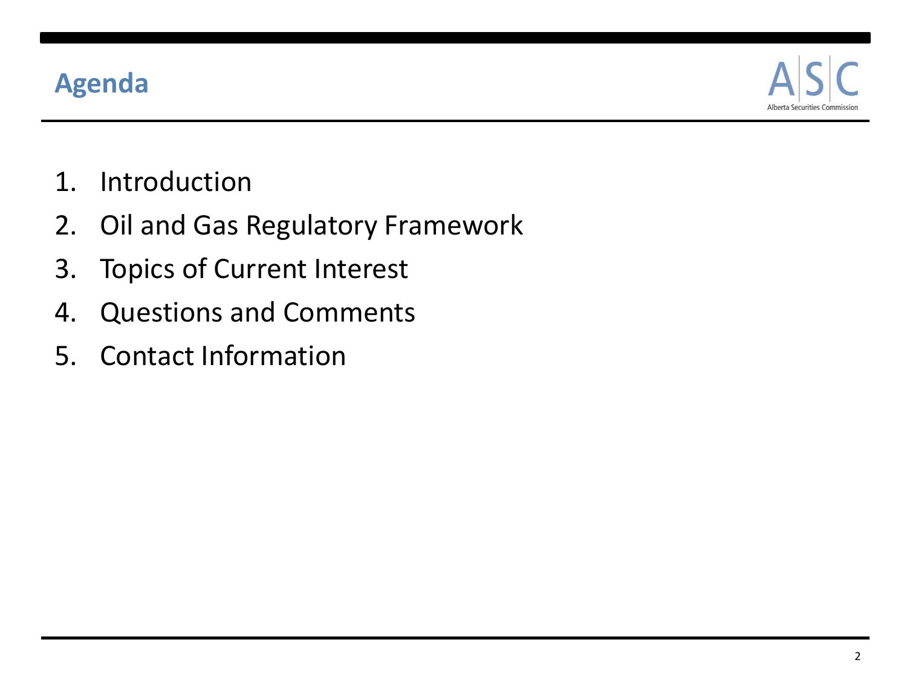## Agenda

1. Introduction
2. Oil and Gas Regulatory Framework
3. Topics of Current Interest
4. Questions and Comments
5. Contact Information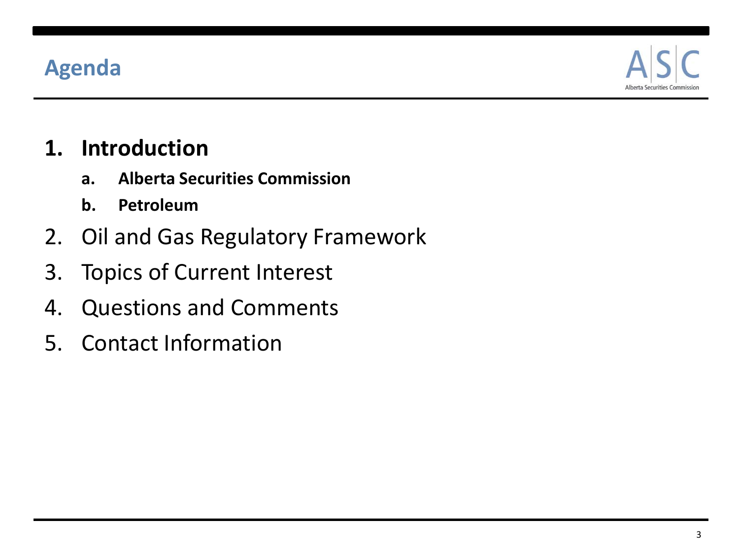# Agenda

1. **Introduction**
   a. **Alberta Securities Commission**
   b. **Petroleum**
2. Oil and Gas Regulatory Framework
3. Topics of Current Interest
4. Questions and Comments
5. Contact Information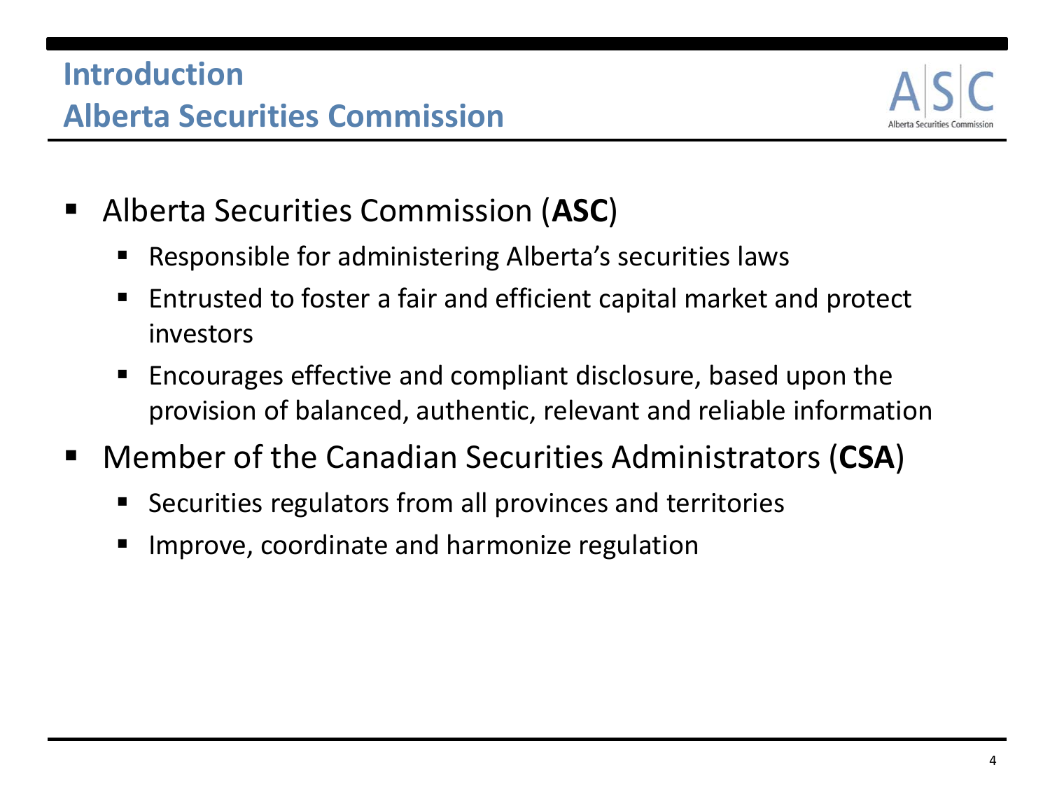## Introduction
## Alberta Securities Commission

- Alberta Securities Commission (**ASC**)
  - Responsible for administering Alberta's securities laws
  - Entrusted to foster a fair and efficient capital market and protect investors
  - Encourages effective and compliant disclosure, based upon the provision of balanced, authentic, relevant and reliable information
- Member of the Canadian Securities Administrators (**CSA**)
  - Securities regulators from all provinces and territories
  - Improve, coordinate and harmonize regulation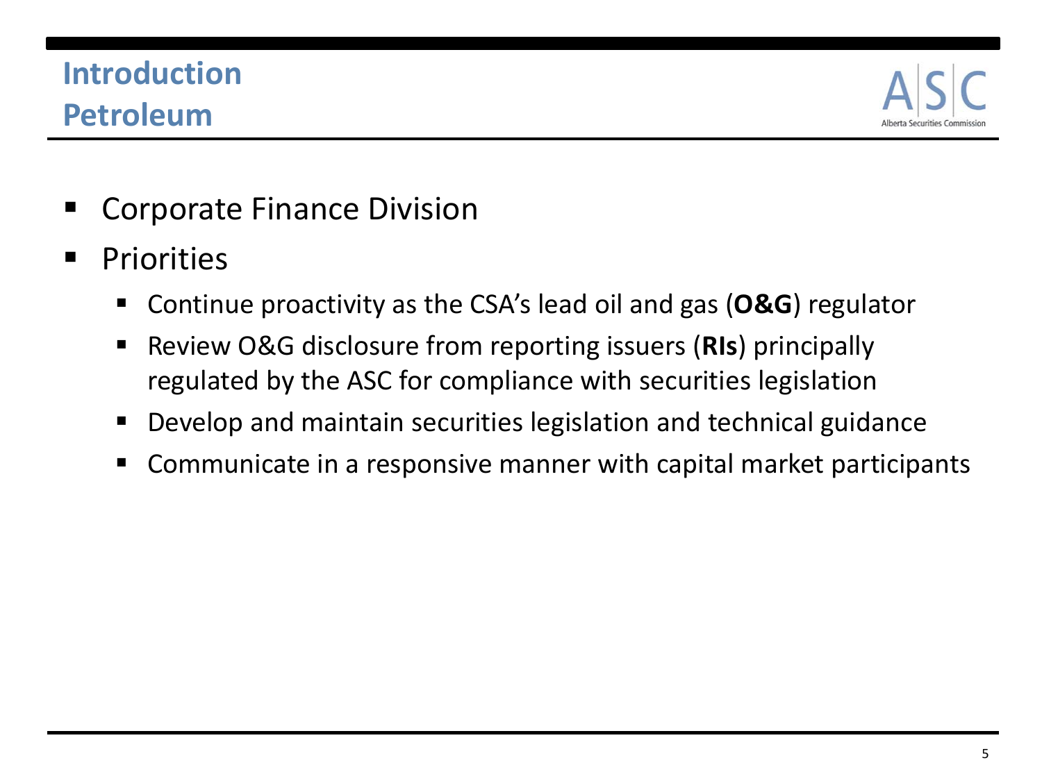# Introduction
# Petroleum

- Corporate Finance Division
- Priorities
  - Continue proactivity as the CSA's lead oil and gas (**O&G**) regulator
  - Review O&G disclosure from reporting issuers (**RIs**) principally regulated by the ASC for compliance with securities legislation
  - Develop and maintain securities legislation and technical guidance
  - Communicate in a responsive manner with capital market participants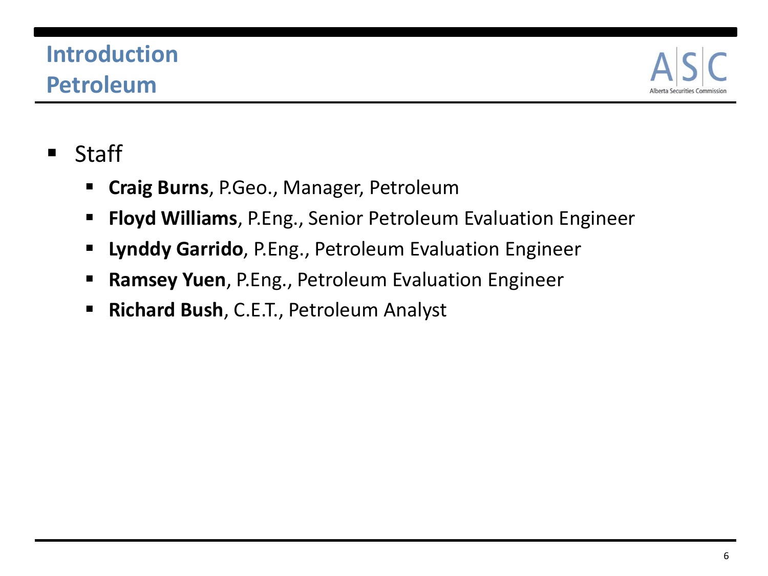## Introduction
## Petroleum

- Staff
  - **Craig Burns**, P.Geo., Manager, Petroleum
  - **Floyd Williams**, P.Eng., Senior Petroleum Evaluation Engineer
  - **Lynddy Garrido**, P.Eng., Petroleum Evaluation Engineer
  - **Ramsey Yuen**, P.Eng., Petroleum Evaluation Engineer
  - **Richard Bush**, C.E.T., Petroleum Analyst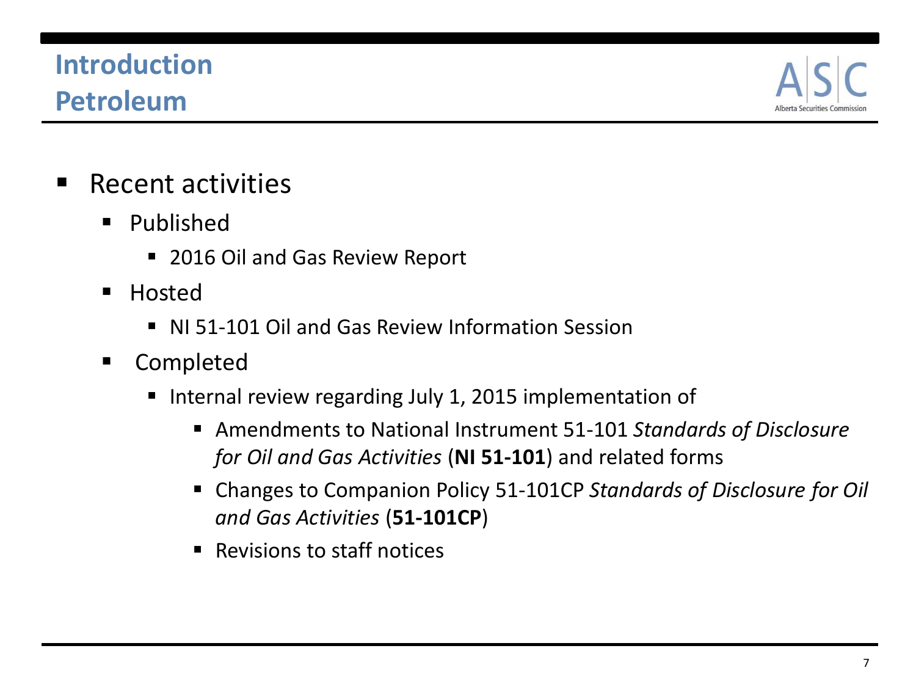## Introduction
## Petroleum

- Recent activities
  - Published
    - 2016 Oil and Gas Review Report
  - Hosted
    - NI 51-101 Oil and Gas Review Information Session
  - Completed
    - Internal review regarding July 1, 2015 implementation of
      - Amendments to National Instrument 51-101 *Standards of Disclosure for Oil and Gas Activities* (**NI 51-101**) and related forms
      - Changes to Companion Policy 51-101CP *Standards of Disclosure for Oil and Gas Activities* (**51-101CP**)
      - Revisions to staff notices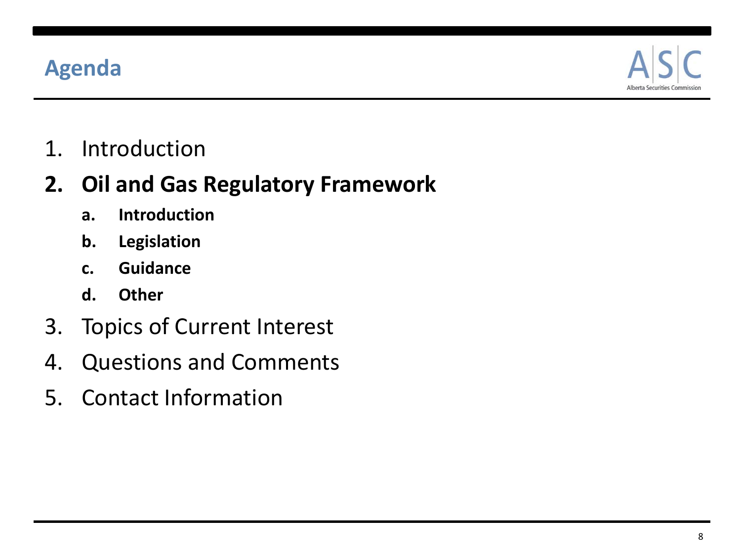# Agenda

1. Introduction
2. **Oil and Gas Regulatory Framework**
   a. **Introduction**
   b. **Legislation**
   c. **Guidance**
   d. **Other**
3. Topics of Current Interest
4. Questions and Comments
5. Contact Information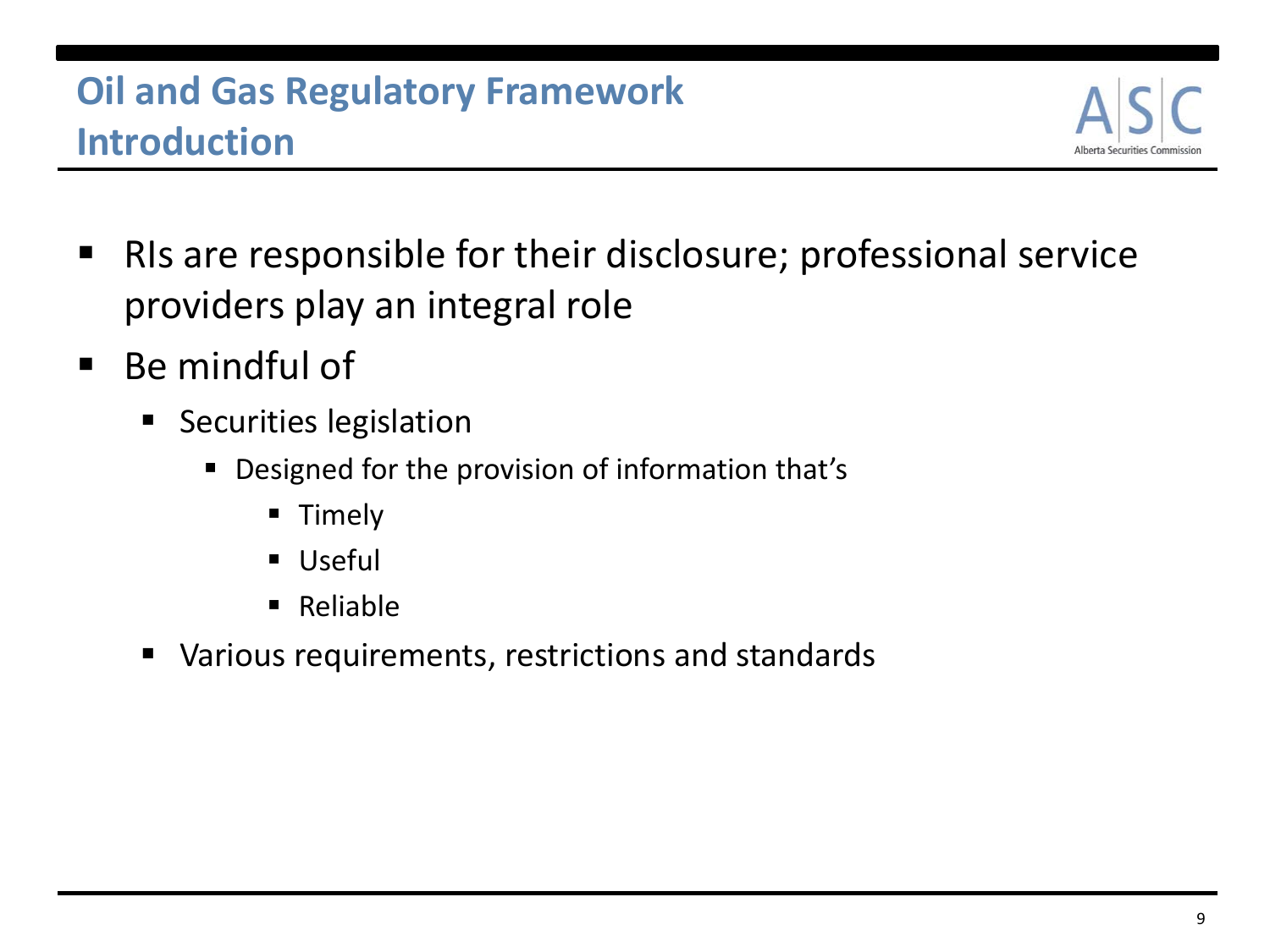# Oil and Gas Regulatory Framework Introduction

- RIs are responsible for their disclosure; professional service providers play an integral role
- Be mindful of
  - Securities legislation
    - Designed for the provision of information that's
      - Timely
      - Useful
      - Reliable
  - Various requirements, restrictions and standards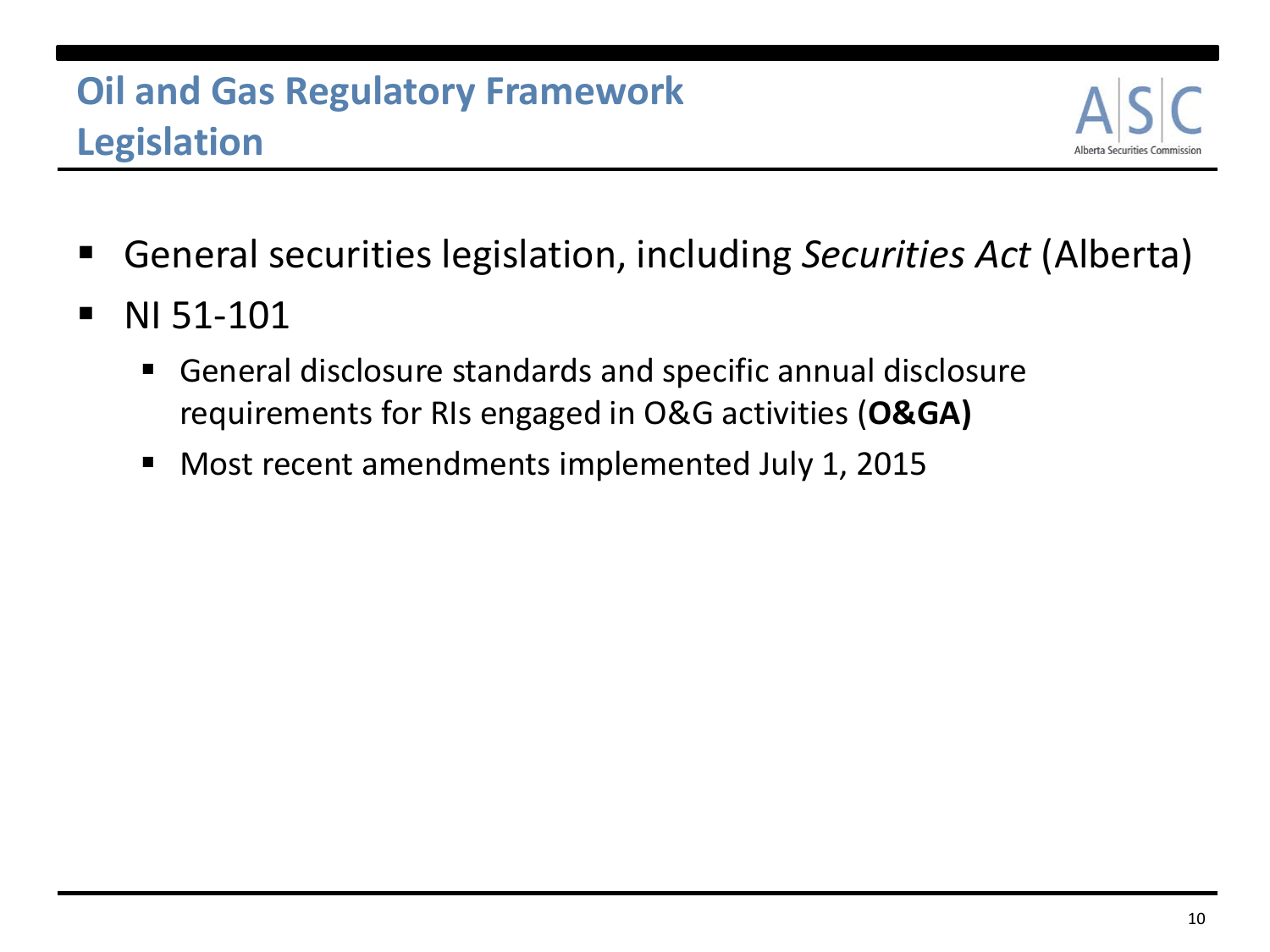# Oil and Gas Regulatory Framework Legislation

- General securities legislation, including *Securities Act* (Alberta)
- NI 51-101
  - General disclosure standards and specific annual disclosure requirements for RIs engaged in O&G activities (**O&GA)**
  - Most recent amendments implemented July 1, 2015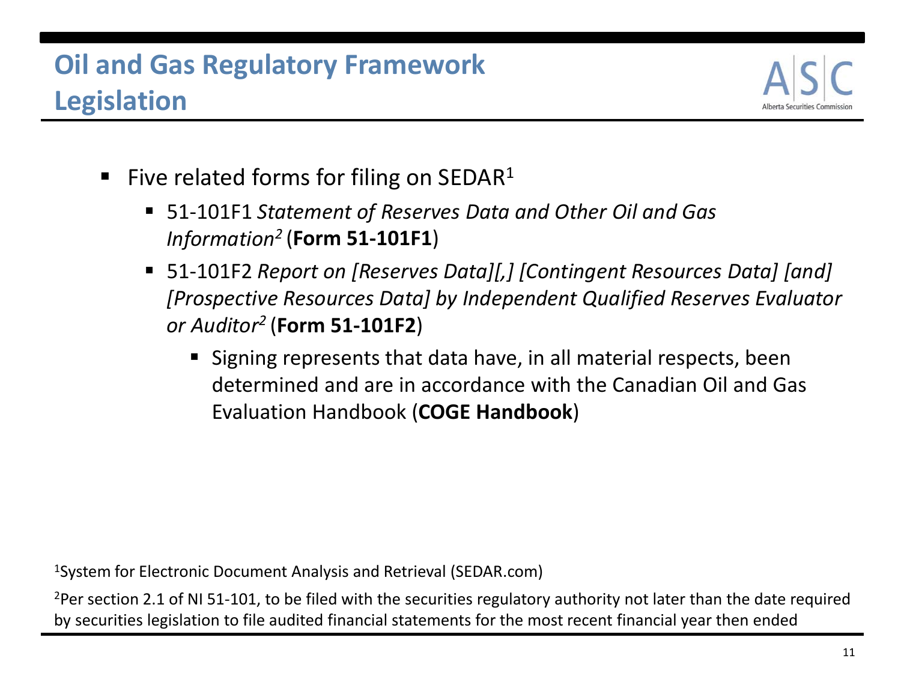# Oil and Gas Regulatory Framework Legislation

- Five related forms for filing on SEDAR[1]
  - 51-101F1 *Statement of Reserves Data and Other Oil and Gas Information*[2] (**Form 51-101F1**)
  - 51-101F2 *Report on [Reserves Data][,] [Contingent Resources Data] [and] [Prospective Resources Data] by Independent Qualified Reserves Evaluator or Auditor*[2] (**Form 51-101F2**)
    - Signing represents that data have, in all material respects, been determined and are in accordance with the Canadian Oil and Gas Evaluation Handbook (**COGE Handbook**)

[1]System for Electronic Document Analysis and Retrieval (SEDAR.com)

[2]Per section 2.1 of NI 51-101, to be filed with the securities regulatory authority not later than the date required by securities legislation to file audited financial statements for the most recent financial year then ended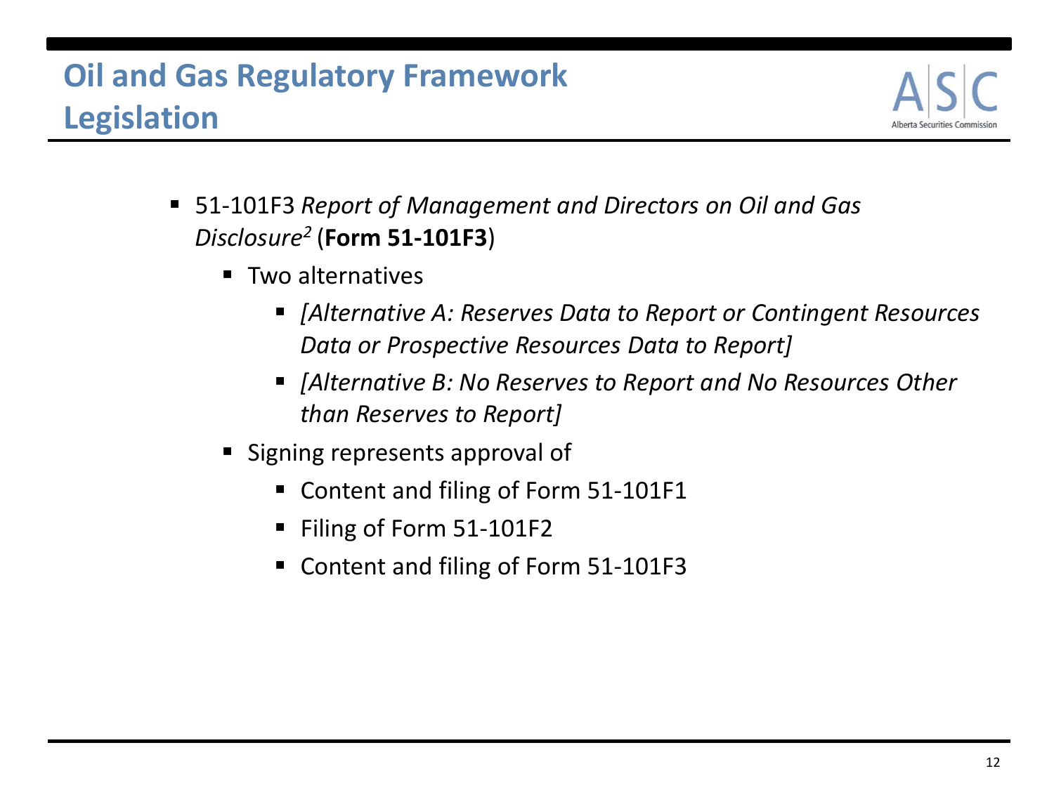# Oil and Gas Regulatory Framework Legislation

- 51-101F3 *Report of Management and Directors on Oil and Gas Disclosure*[2] (**Form 51-101F3**)
  - Two alternatives
    - *[Alternative A: Reserves Data to Report or Contingent Resources Data or Prospective Resources Data to Report]*
    - *[Alternative B: No Reserves to Report and No Resources Other than Reserves to Report]*
  - Signing represents approval of
    - Content and filing of Form 51-101F1
    - Filing of Form 51-101F2
    - Content and filing of Form 51-101F3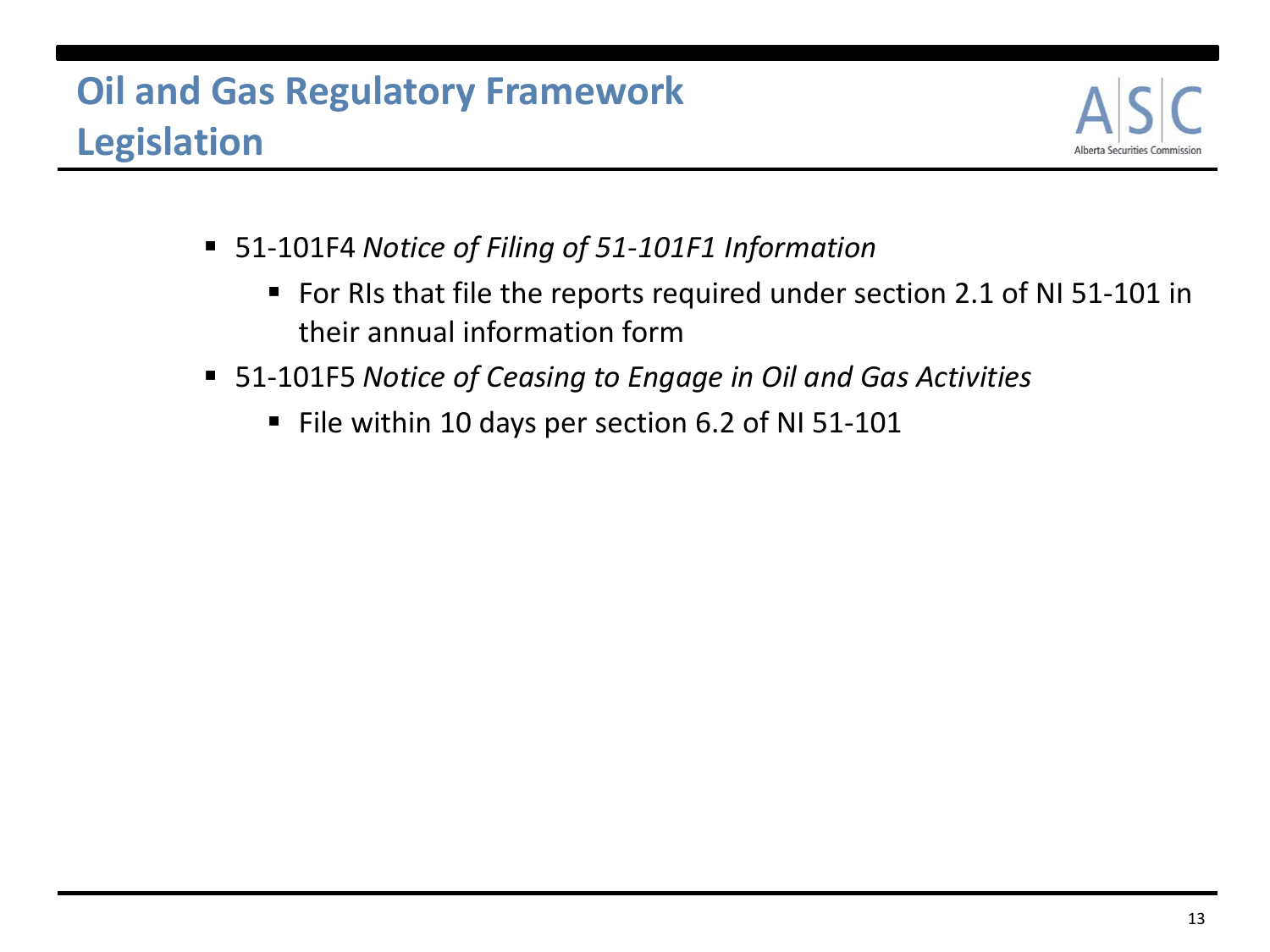# Oil and Gas Regulatory Framework Legislation

- 51-101F4 *Notice of Filing of 51-101F1 Information*
  - For RIs that file the reports required under section 2.1 of NI 51-101 in their annual information form
- 51-101F5 *Notice of Ceasing to Engage in Oil and Gas Activities*
  - File within 10 days per section 6.2 of NI 51-101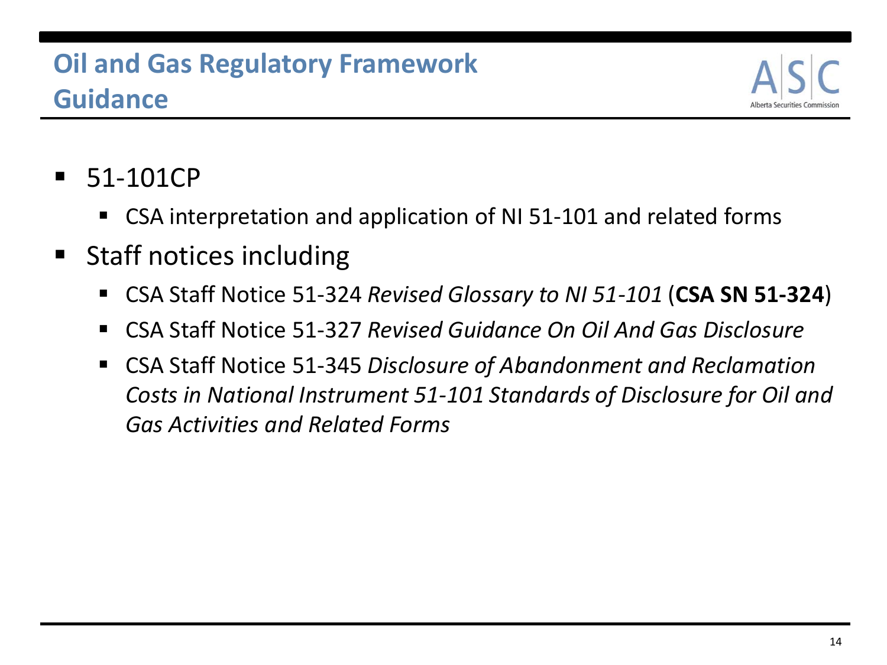# Oil and Gas Regulatory Framework Guidance

- 51-101CP
  - CSA interpretation and application of NI 51-101 and related forms
- Staff notices including
  - CSA Staff Notice 51-324 *Revised Glossary to NI 51-101* (**CSA SN 51-324**)
  - CSA Staff Notice 51-327 *Revised Guidance On Oil And Gas Disclosure*
  - CSA Staff Notice 51-345 *Disclosure of Abandonment and Reclamation Costs in National Instrument 51-101 Standards of Disclosure for Oil and Gas Activities and Related Forms*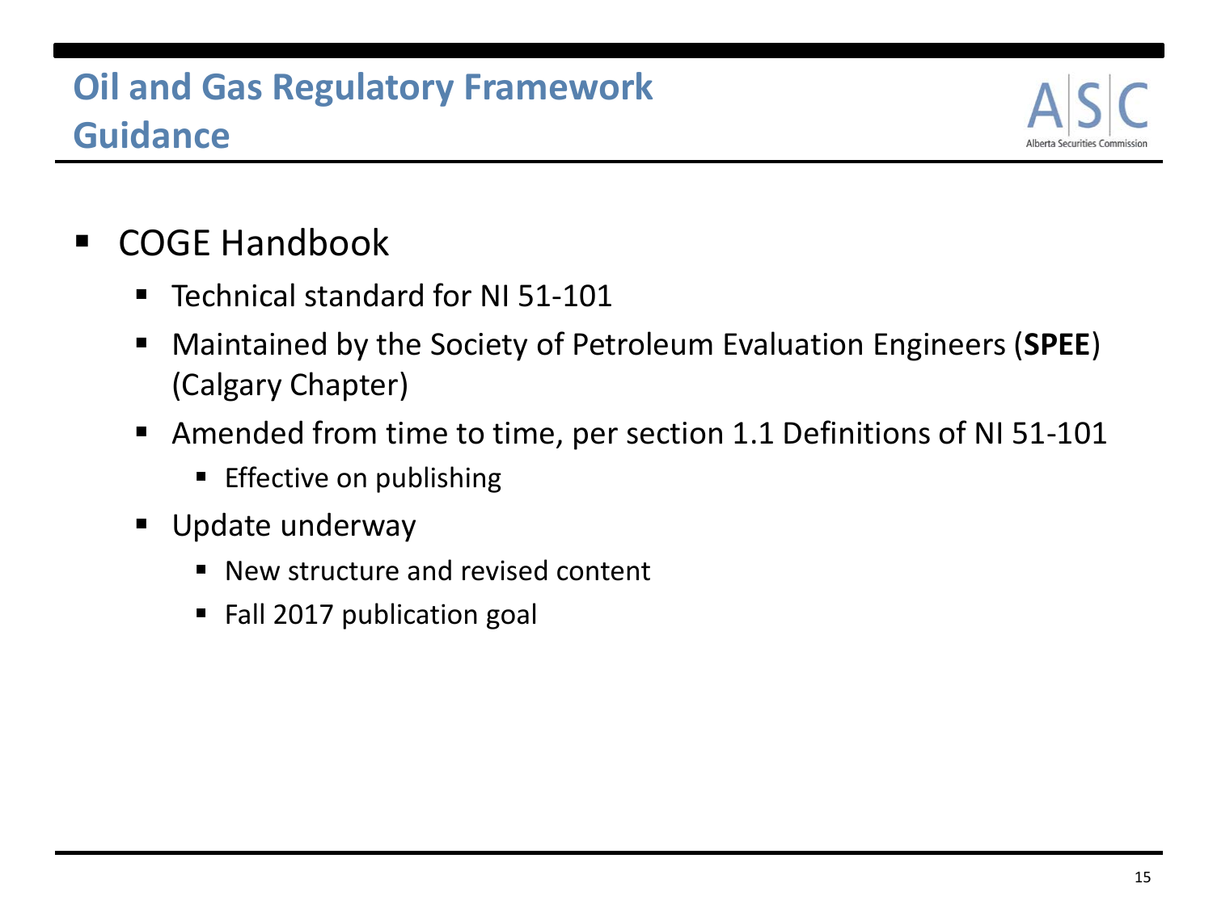# Oil and Gas Regulatory Framework Guidance

- COGE Handbook
  - Technical standard for NI 51-101
  - Maintained by the Society of Petroleum Evaluation Engineers (**SPEE**) (Calgary Chapter)
  - Amended from time to time, per section 1.1 Definitions of NI 51-101
    - Effective on publishing
  - Update underway
    - New structure and revised content
    - Fall 2017 publication goal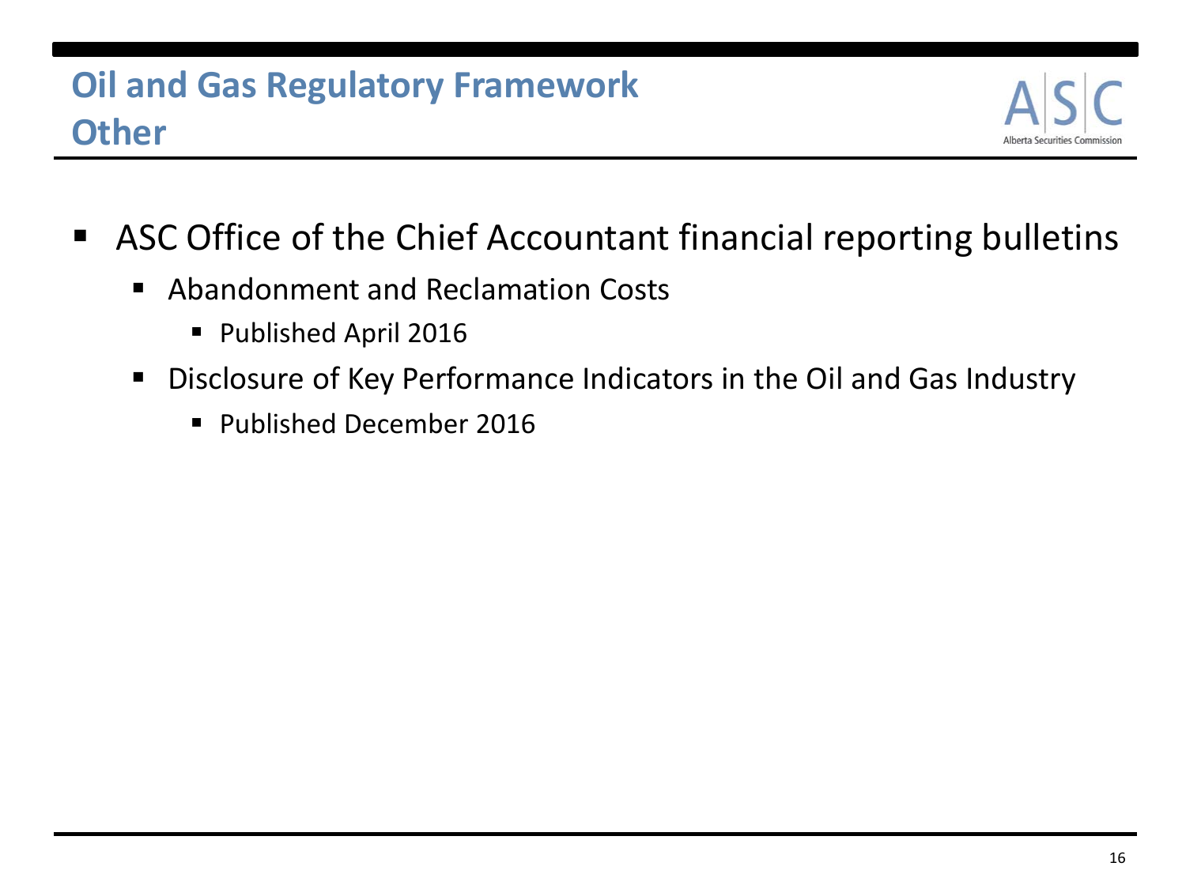# Oil and Gas Regulatory Framework
## Other

- ASC Office of the Chief Accountant financial reporting bulletins
  - Abandonment and Reclamation Costs
    - Published April 2016
  - Disclosure of Key Performance Indicators in the Oil and Gas Industry
    - Published December 2016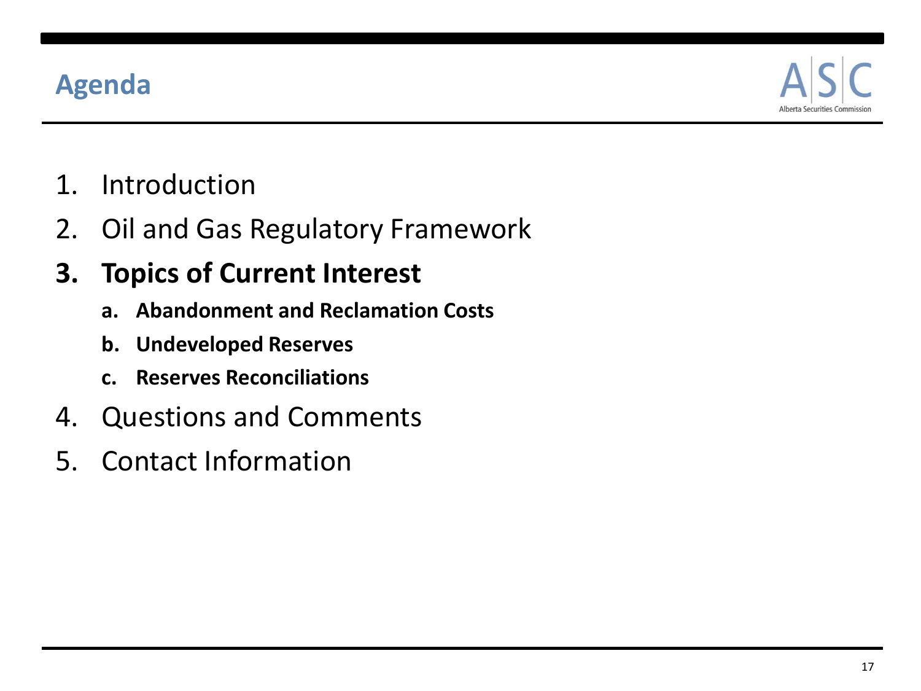# Agenda

1. Introduction
2. Oil and Gas Regulatory Framework
3. **Topics of Current Interest**
   a. **Abandonment and Reclamation Costs**
   b. **Undeveloped Reserves**
   c. **Reserves Reconciliations**
4. Questions and Comments
5. Contact Information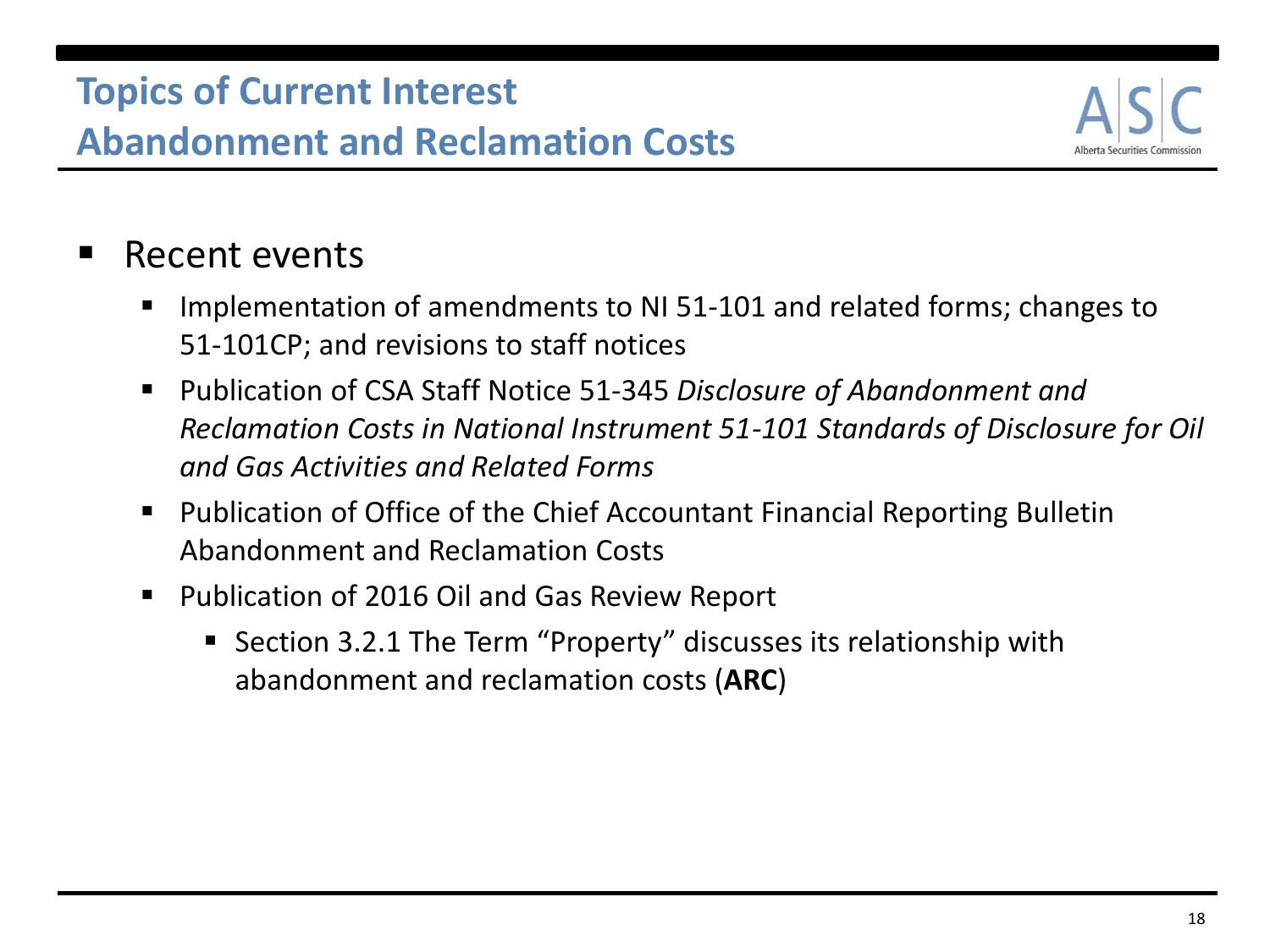# Topics of Current Interest
## Abandonment and Reclamation Costs

- Recent events
  - Implementation of amendments to NI 51-101 and related forms; changes to 51-101CP; and revisions to staff notices
  - Publication of CSA Staff Notice 51-345 *Disclosure of Abandonment and Reclamation Costs in National Instrument 51-101 Standards of Disclosure for Oil and Gas Activities and Related Forms*
  - Publication of Office of the Chief Accountant Financial Reporting Bulletin Abandonment and Reclamation Costs
  - Publication of 2016 Oil and Gas Review Report
    - Section 3.2.1 The Term "Property" discusses its relationship with abandonment and reclamation costs (**ARC**)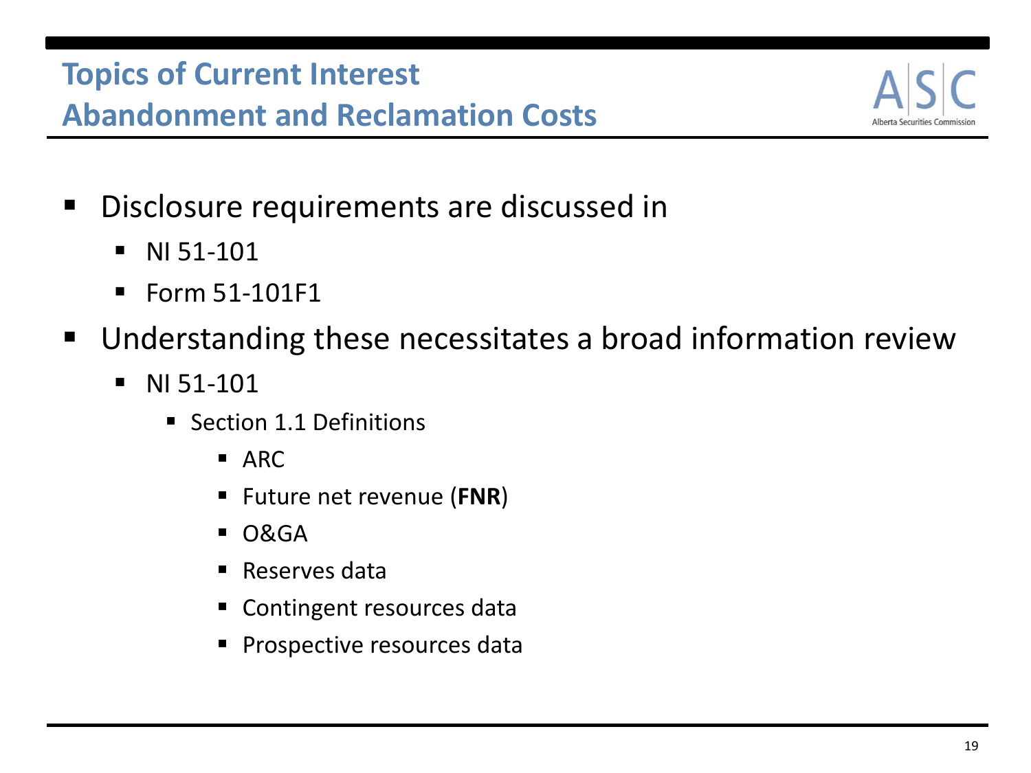# Topics of Current Interest
## Abandonment and Reclamation Costs

- Disclosure requirements are discussed in
  - NI 51-101
  - Form 51-101F1
- Understanding these necessitates a broad information review
  - NI 51-101
    - Section 1.1 Definitions
      - ARC
      - Future net revenue (**FNR**)
      - O&GA
      - Reserves data
      - Contingent resources data
      - Prospective resources data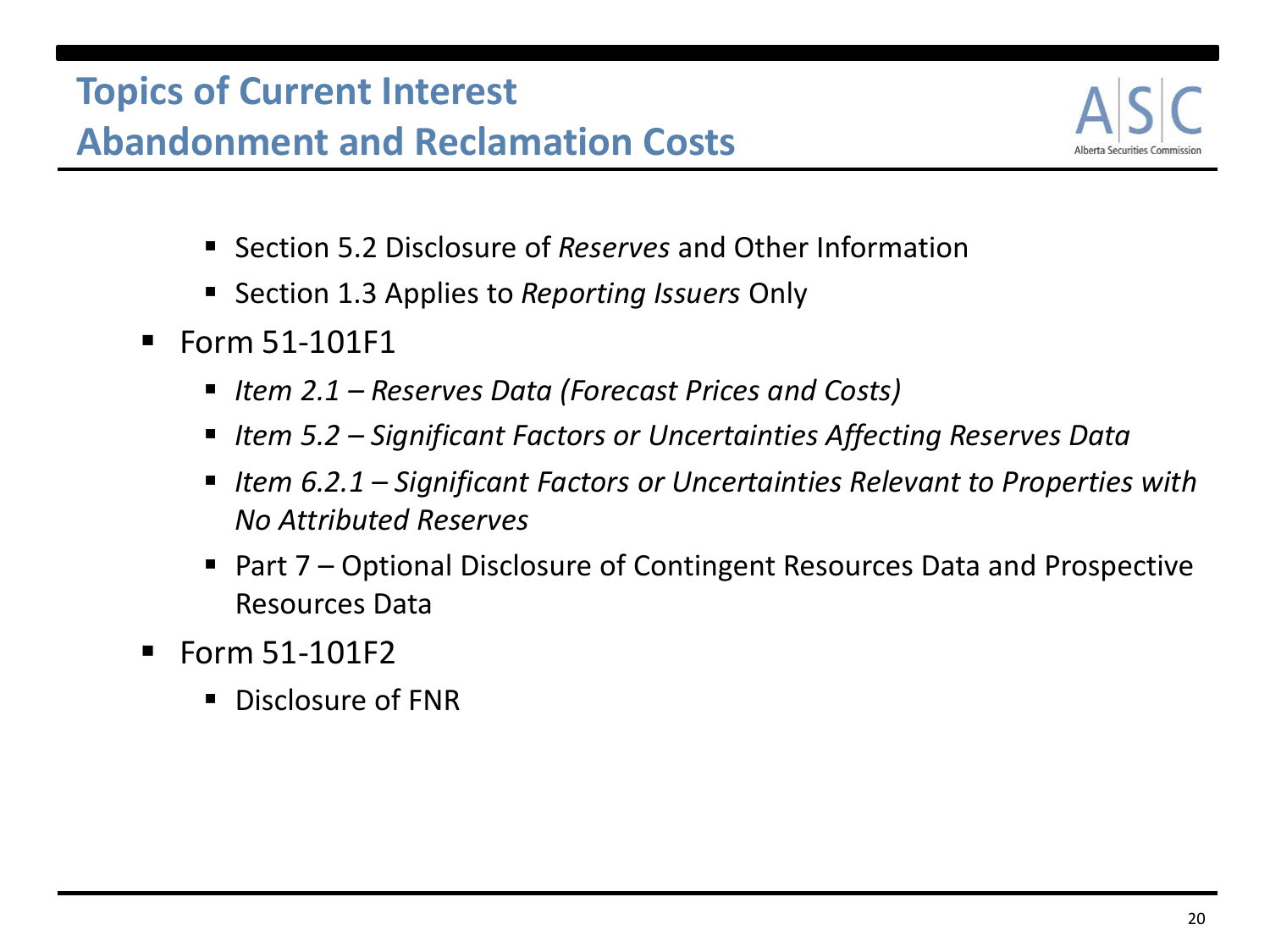## Topics of Current Interest
## Abandonment and Reclamation Costs

- Section 5.2 Disclosure of *Reserves* and Other Information
- Section 1.3 Applies to *Reporting Issuers* Only

- Form 51-101F1
  - *Item 2.1 – Reserves Data (Forecast Prices and Costs)*
  - *Item 5.2 – Significant Factors or Uncertainties Affecting Reserves Data*
  - *Item 6.2.1 – Significant Factors or Uncertainties Relevant to Properties with No Attributed Reserves*
  - Part 7 – Optional Disclosure of Contingent Resources Data and Prospective Resources Data
- Form 51-101F2
  - Disclosure of FNR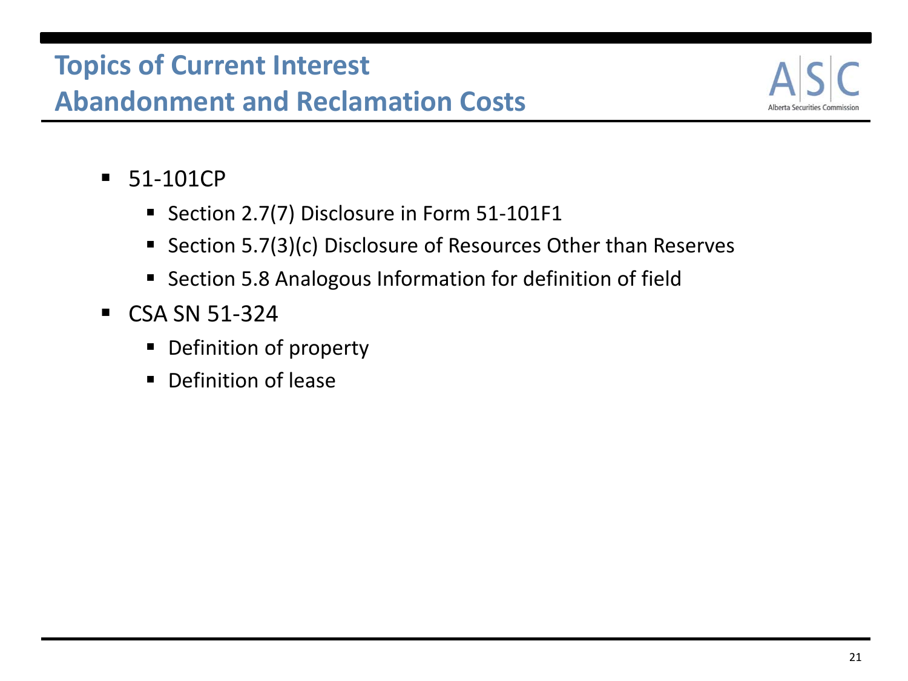# Topics of Current Interest
## Abandonment and Reclamation Costs

- 51-101CP
  - Section 2.7(7) Disclosure in Form 51-101F1
  - Section 5.7(3)(c) Disclosure of Resources Other than Reserves
  - Section 5.8 Analogous Information for definition of field
- CSA SN 51-324
  - Definition of property
  - Definition of lease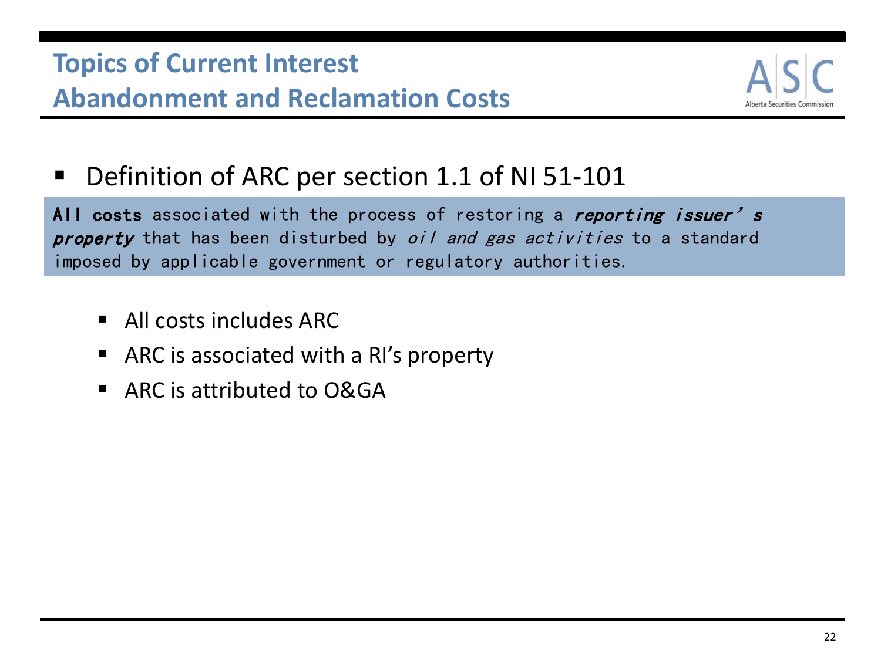# Topics of Current Interest
## Abandonment and Reclamation Costs

- Definition of ARC per section 1.1 of NI 51-101

> **All costs** associated with the process of restoring a ***reporting issuer's property*** that has been disturbed by *oil and gas activities* to a standard imposed by applicable government or regulatory authorities.

  - All costs includes ARC
  - ARC is associated with a RI's property
  - ARC is attributed to O&GA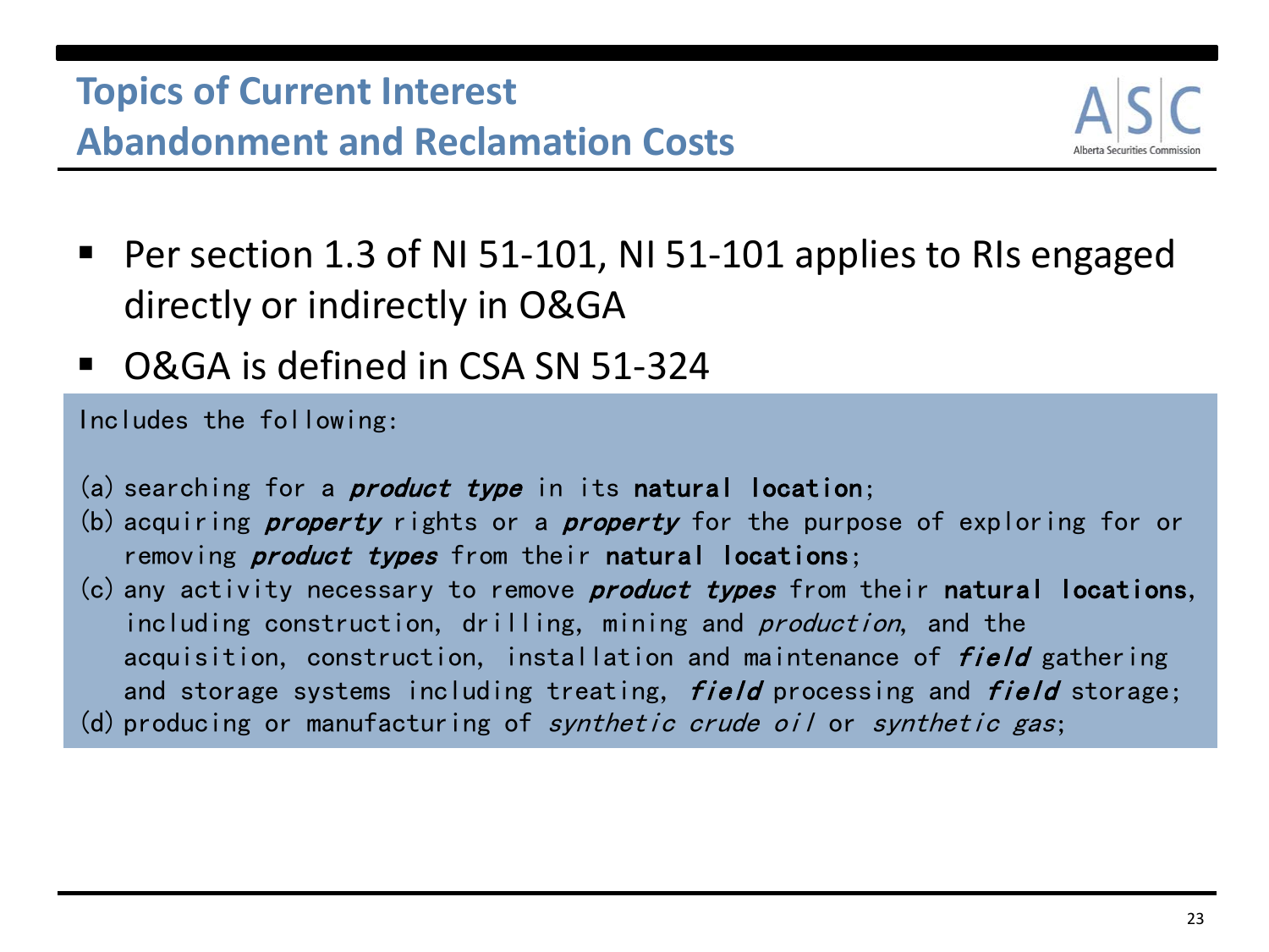## Topics of Current Interest
## Abandonment and Reclamation Costs

- Per section 1.3 of NI 51-101, NI 51-101 applies to RIs engaged directly or indirectly in O&GA
- O&GA is defined in CSA SN 51-324

Includes the following:

(a) searching for a ***product type*** in its **natural location**;
(b) acquiring ***property*** rights or a ***property*** for the purpose of exploring for or removing ***product types*** from their **natural locations**;
(c) any activity necessary to remove ***product types*** from their **natural locations**, including construction, drilling, mining and *production*, and the acquisition, construction, installation and maintenance of ***field*** gathering and storage systems including treating, ***field*** processing and ***field*** storage;
(d) producing or manufacturing of *synthetic crude oil* or *synthetic gas*;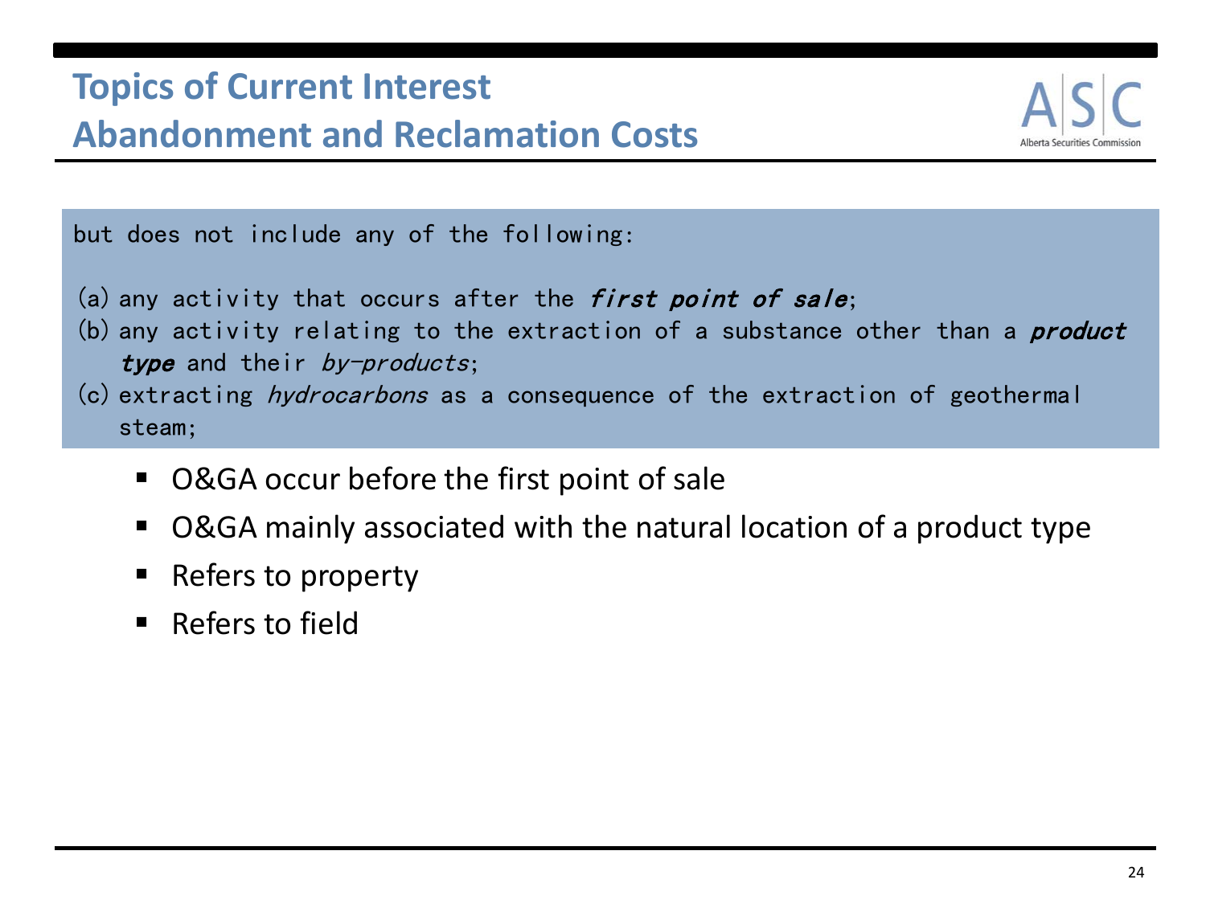# Topics of Current Interest
## Abandonment and Reclamation Costs

> but does not include any of the following:
>
> (a) any activity that occurs after the ***first point of sale***;
>
> (b) any activity relating to the extraction of a substance other than a ***product type*** and their *by-products*;
>
> (c) extracting *hydrocarbons* as a consequence of the extraction of geothermal steam;

- O&GA occur before the first point of sale
- O&GA mainly associated with the natural location of a product type
- Refers to property
- Refers to field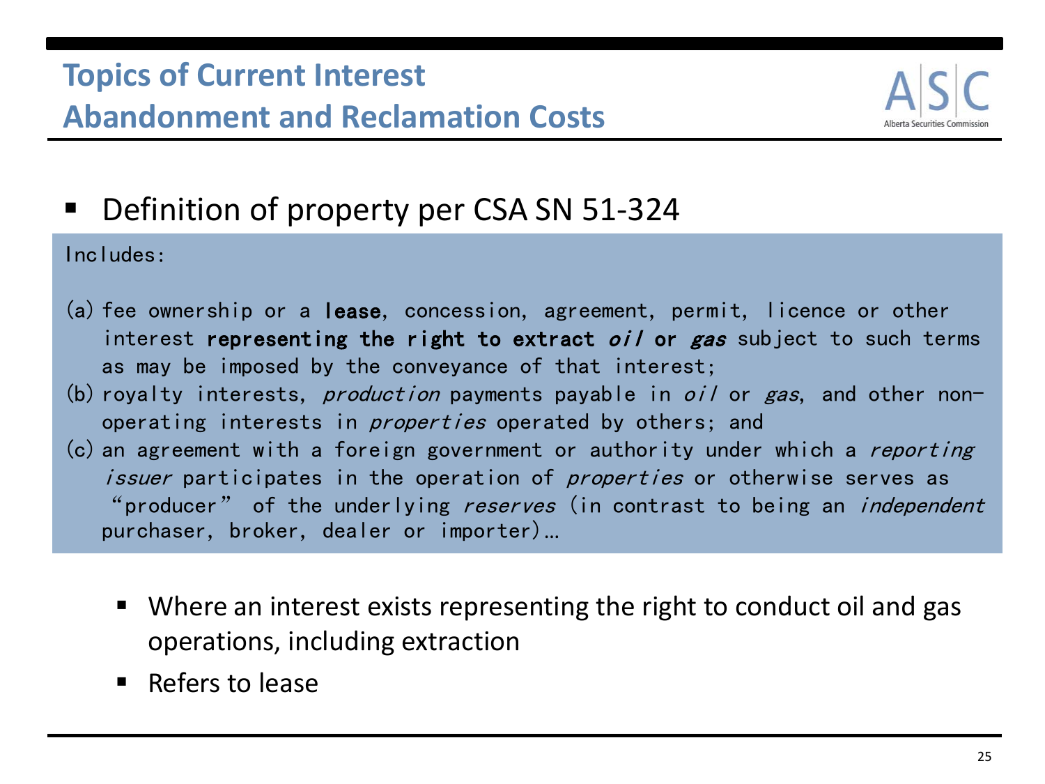# Topics of Current Interest
## Abandonment and Reclamation Costs

- Definition of property per CSA SN 51-324

Includes:

(a) fee ownership or a **lease**, concession, agreement, permit, licence or other interest **representing the right to extract *oil* or *gas*** subject to such terms as may be imposed by the conveyance of that interest;
(b) royalty interests, *production* payments payable in *oil* or *gas*, and other non-operating interests in *properties* operated by others; and
(c) an agreement with a foreign government or authority under which a *reporting issuer* participates in the operation of *properties* or otherwise serves as "producer" of the underlying *reserves* (in contrast to being an *independent* purchaser, broker, dealer or importer)…

  - Where an interest exists representing the right to conduct oil and gas operations, including extraction
  - Refers to lease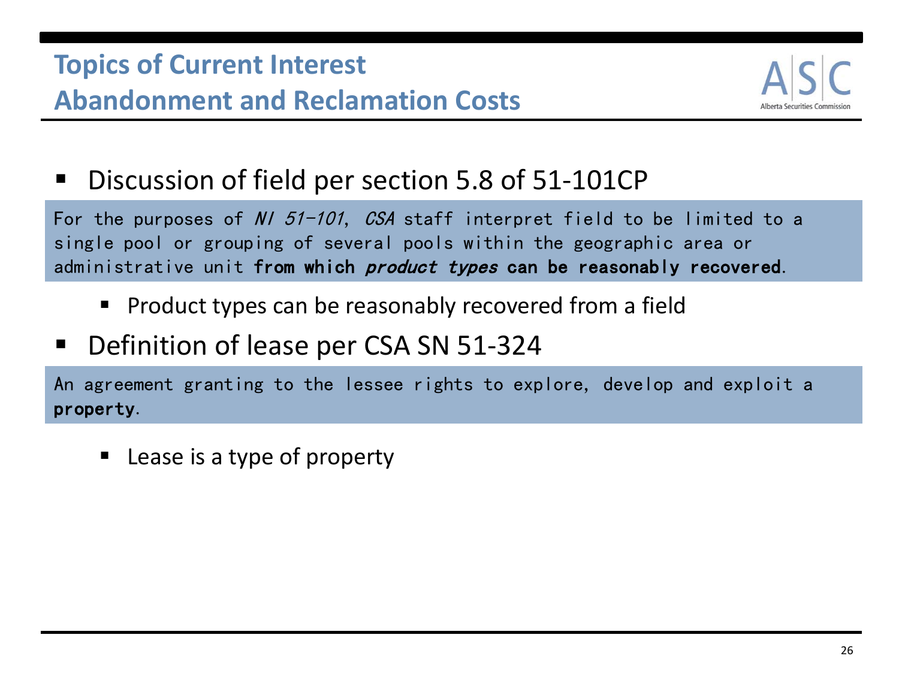## Topics of Current Interest
## Abandonment and Reclamation Costs

- Discussion of field per section 5.8 of 51-101CP

> For the purposes of *NI 51-101*, *CSA* staff interpret field to be limited to a single pool or grouping of several pools within the geographic area or administrative unit **from which *product types* can be reasonably recovered**.

  - Product types can be reasonably recovered from a field

- Definition of lease per CSA SN 51-324

> An agreement granting to the lessee rights to explore, develop and exploit a **property**.

  - Lease is a type of property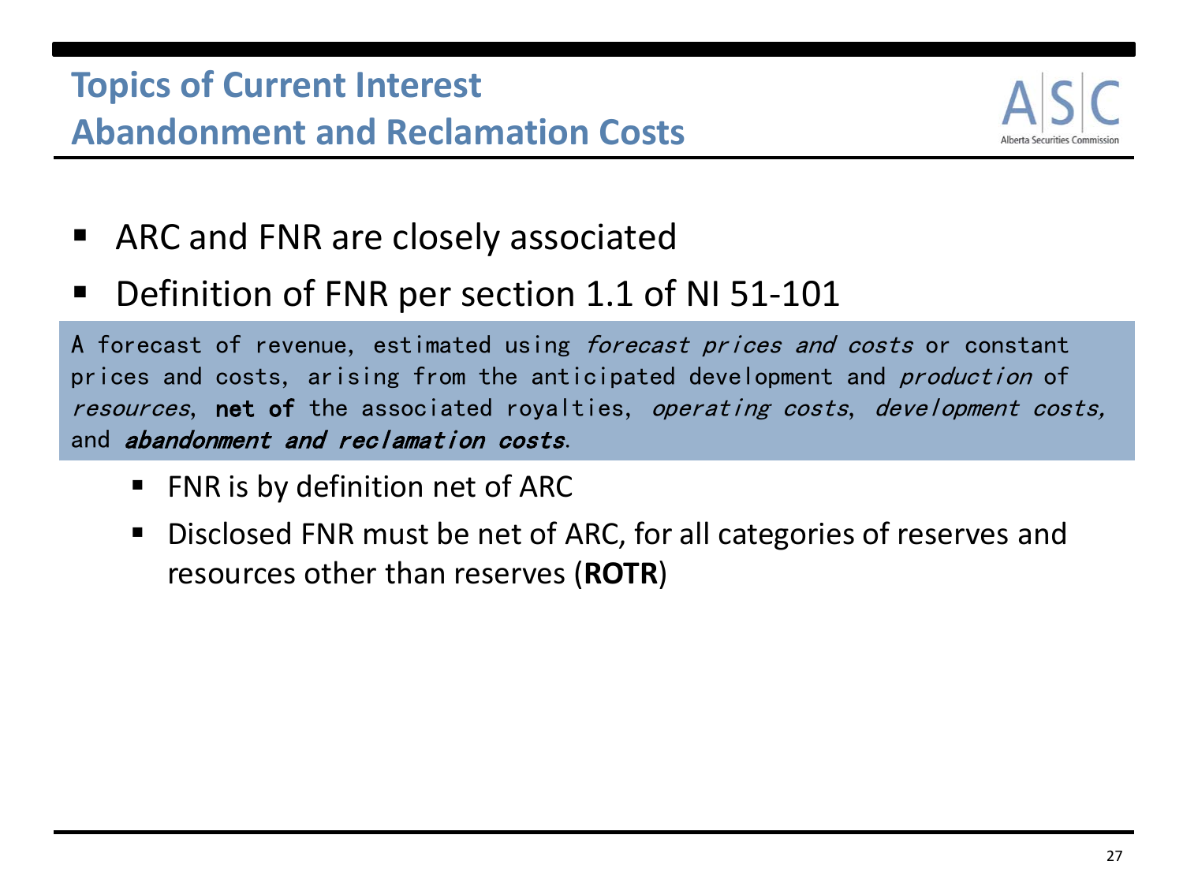## Topics of Current Interest
## Abandonment and Reclamation Costs

- ARC and FNR are closely associated
- Definition of FNR per section 1.1 of NI 51-101

> A forecast of revenue, estimated using *forecast prices and costs* or constant prices and costs, arising from the anticipated development and *production* of *resources*, **net of** the associated royalties, *operating costs*, *development costs,* and ***abandonment and reclamation costs***.

  - FNR is by definition net of ARC
  - Disclosed FNR must be net of ARC, for all categories of reserves and resources other than reserves (**ROTR**)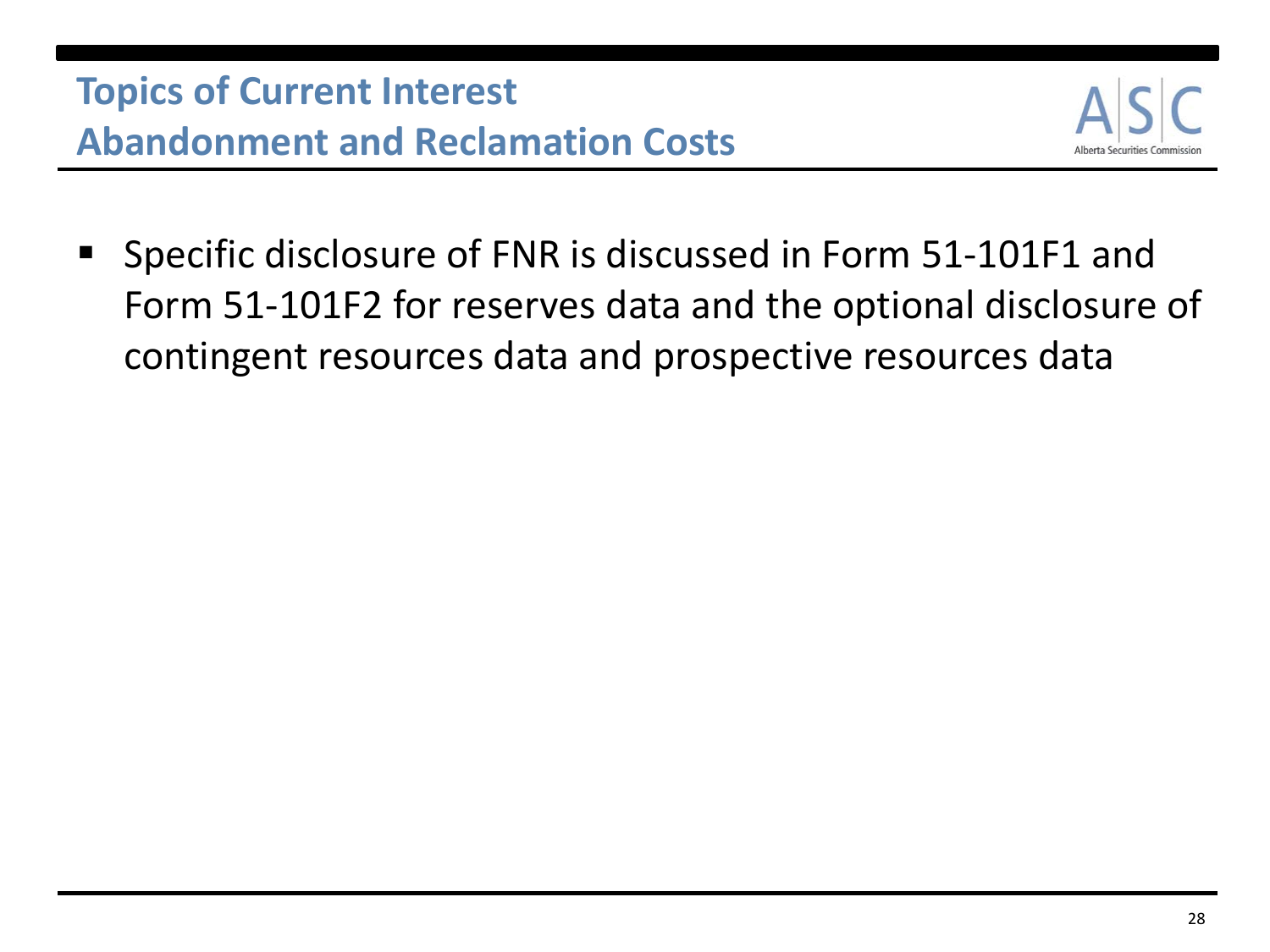## Topics of Current Interest
## Abandonment and Reclamation Costs

- Specific disclosure of FNR is discussed in Form 51-101F1 and Form 51-101F2 for reserves data and the optional disclosure of contingent resources data and prospective resources data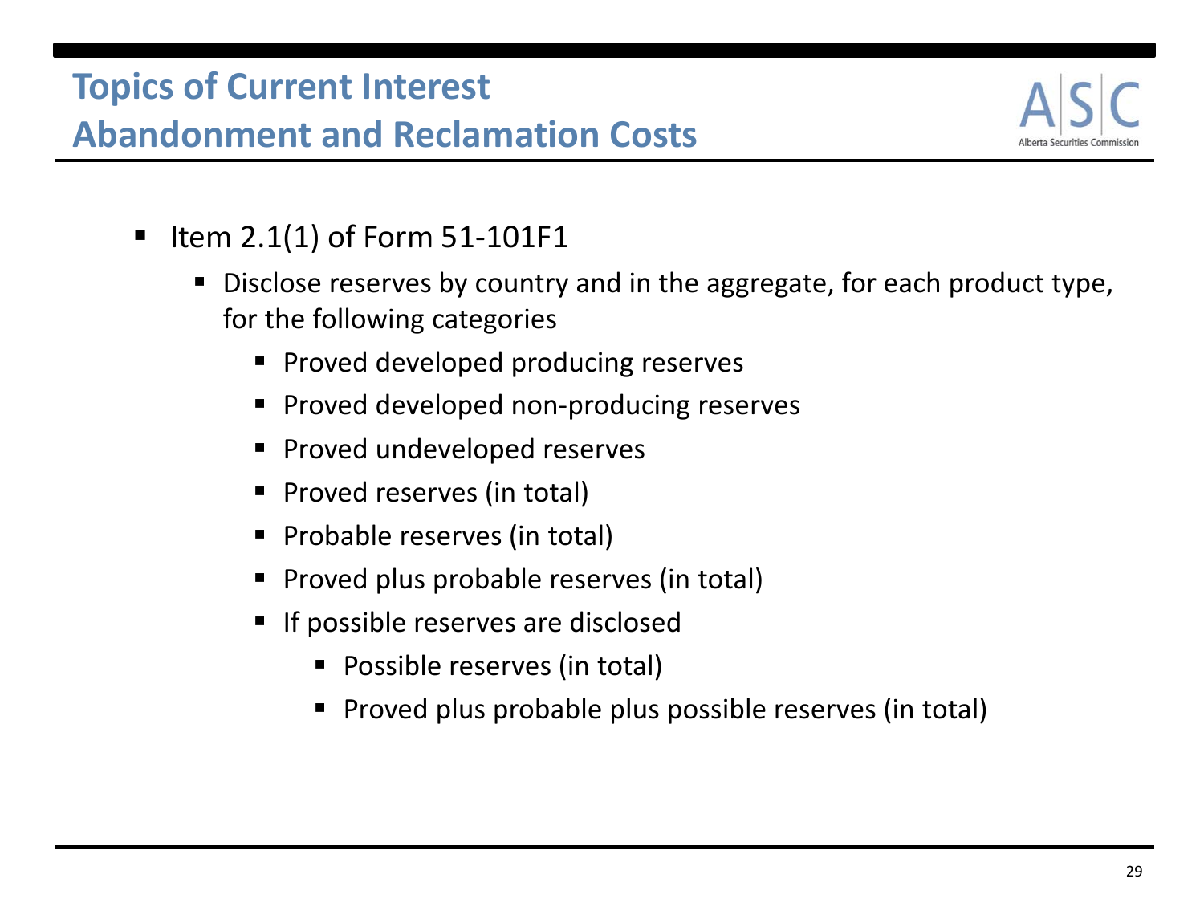# Topics of Current Interest
## Abandonment and Reclamation Costs

- Item 2.1(1) of Form 51-101F1
  - Disclose reserves by country and in the aggregate, for each product type, for the following categories
    - Proved developed producing reserves
    - Proved developed non-producing reserves
    - Proved undeveloped reserves
    - Proved reserves (in total)
    - Probable reserves (in total)
    - Proved plus probable reserves (in total)
    - If possible reserves are disclosed
      - Possible reserves (in total)
      - Proved plus probable plus possible reserves (in total)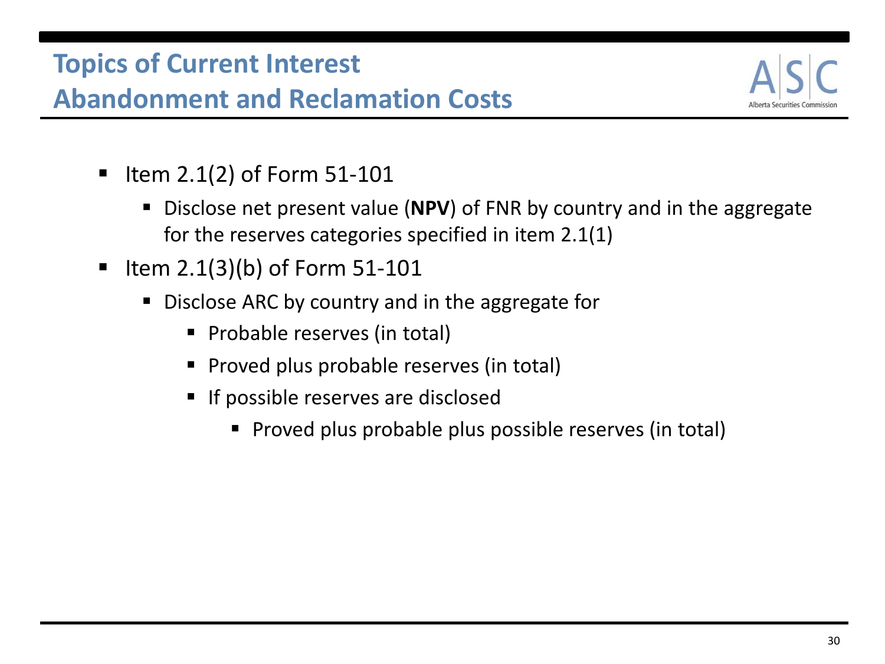# Topics of Current Interest
## Abandonment and Reclamation Costs

- Item 2.1(2) of Form 51-101
  - Disclose net present value (**NPV**) of FNR by country and in the aggregate for the reserves categories specified in item 2.1(1)
- Item 2.1(3)(b) of Form 51-101
  - Disclose ARC by country and in the aggregate for
    - Probable reserves (in total)
    - Proved plus probable reserves (in total)
    - If possible reserves are disclosed
      - Proved plus probable plus possible reserves (in total)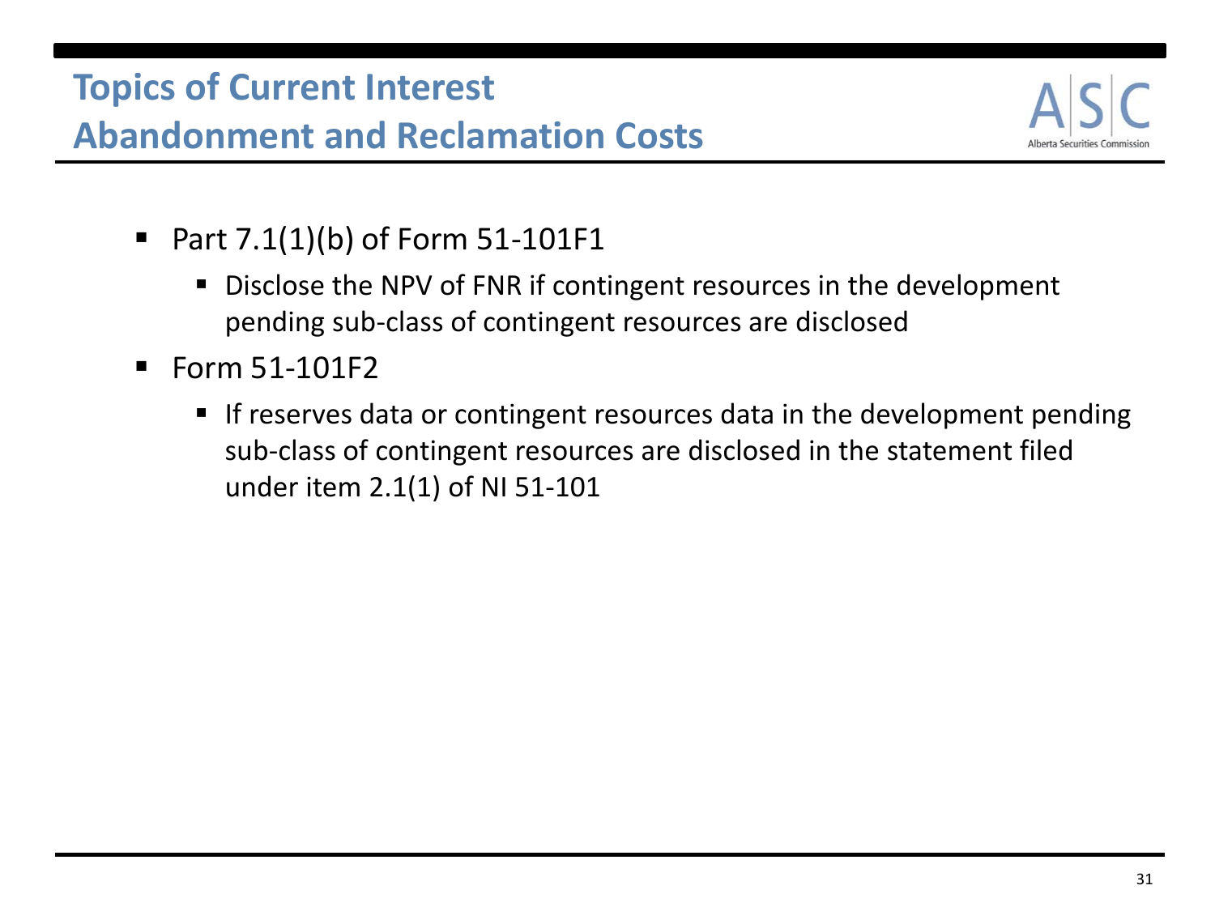# Topics of Current Interest
## Abandonment and Reclamation Costs

- Part 7.1(1)(b) of Form 51-101F1
  - Disclose the NPV of FNR if contingent resources in the development pending sub-class of contingent resources are disclosed
- Form 51-101F2
  - If reserves data or contingent resources data in the development pending sub-class of contingent resources are disclosed in the statement filed under item 2.1(1) of NI 51-101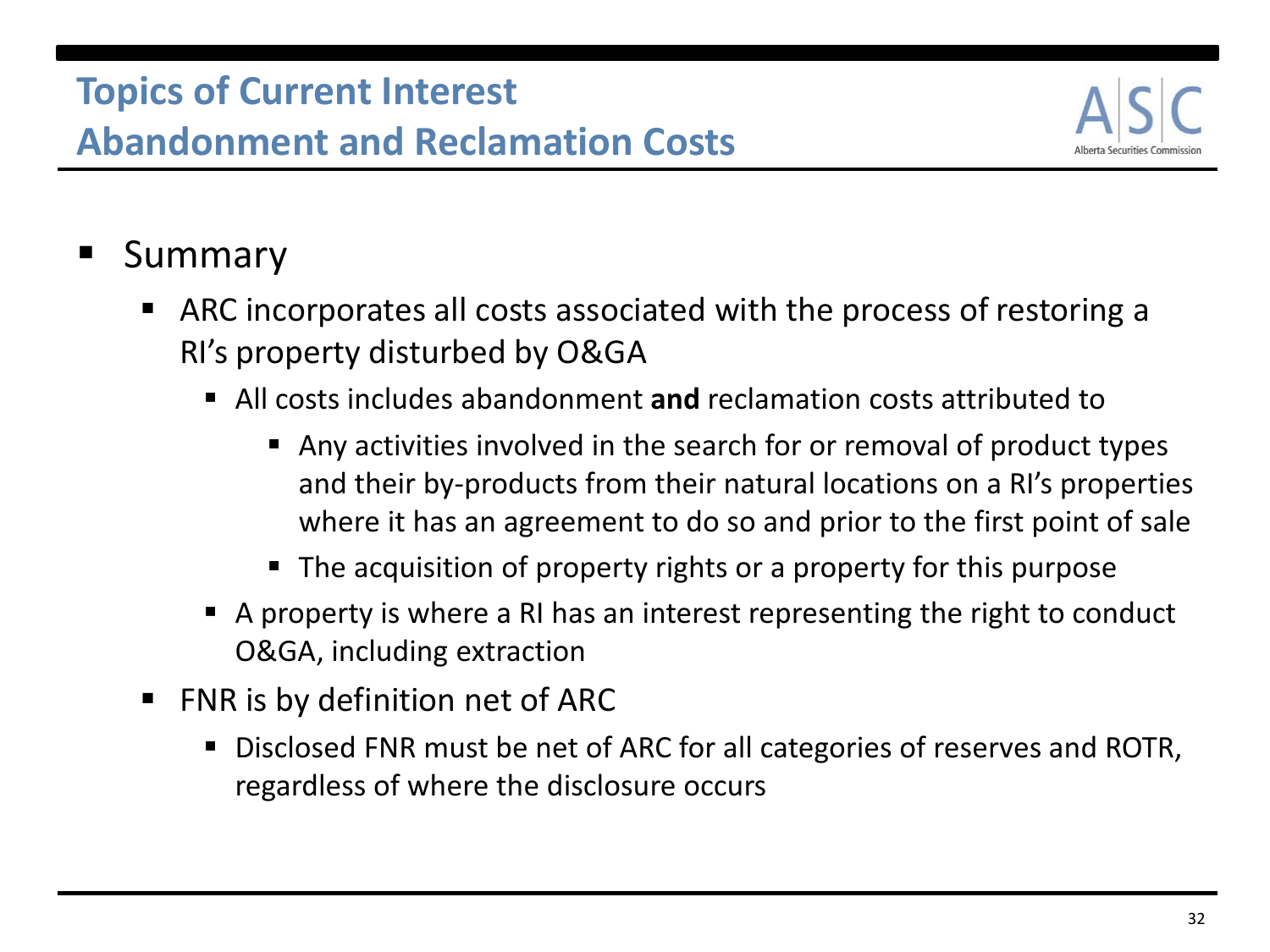# Topics of Current Interest
## Abandonment and Reclamation Costs

- Summary
  - ARC incorporates all costs associated with the process of restoring a RI's property disturbed by O&GA
    - All costs includes abandonment **and** reclamation costs attributed to
      - Any activities involved in the search for or removal of product types and their by-products from their natural locations on a RI's properties where it has an agreement to do so and prior to the first point of sale
      - The acquisition of property rights or a property for this purpose
    - A property is where a RI has an interest representing the right to conduct O&GA, including extraction
  - FNR is by definition net of ARC
    - Disclosed FNR must be net of ARC for all categories of reserves and ROTR, regardless of where the disclosure occurs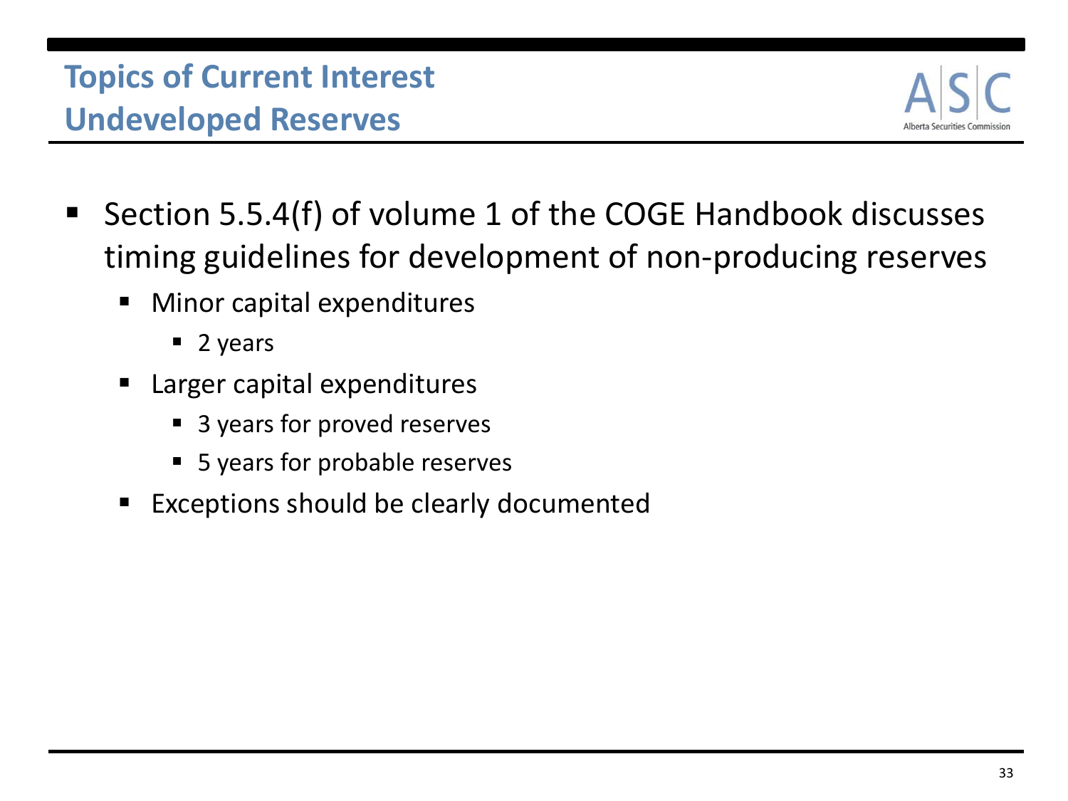## Topics of Current Interest
## Undeveloped Reserves

- Section 5.5.4(f) of volume 1 of the COGE Handbook discusses timing guidelines for development of non-producing reserves
  - Minor capital expenditures
    - 2 years
  - Larger capital expenditures
    - 3 years for proved reserves
    - 5 years for probable reserves
  - Exceptions should be clearly documented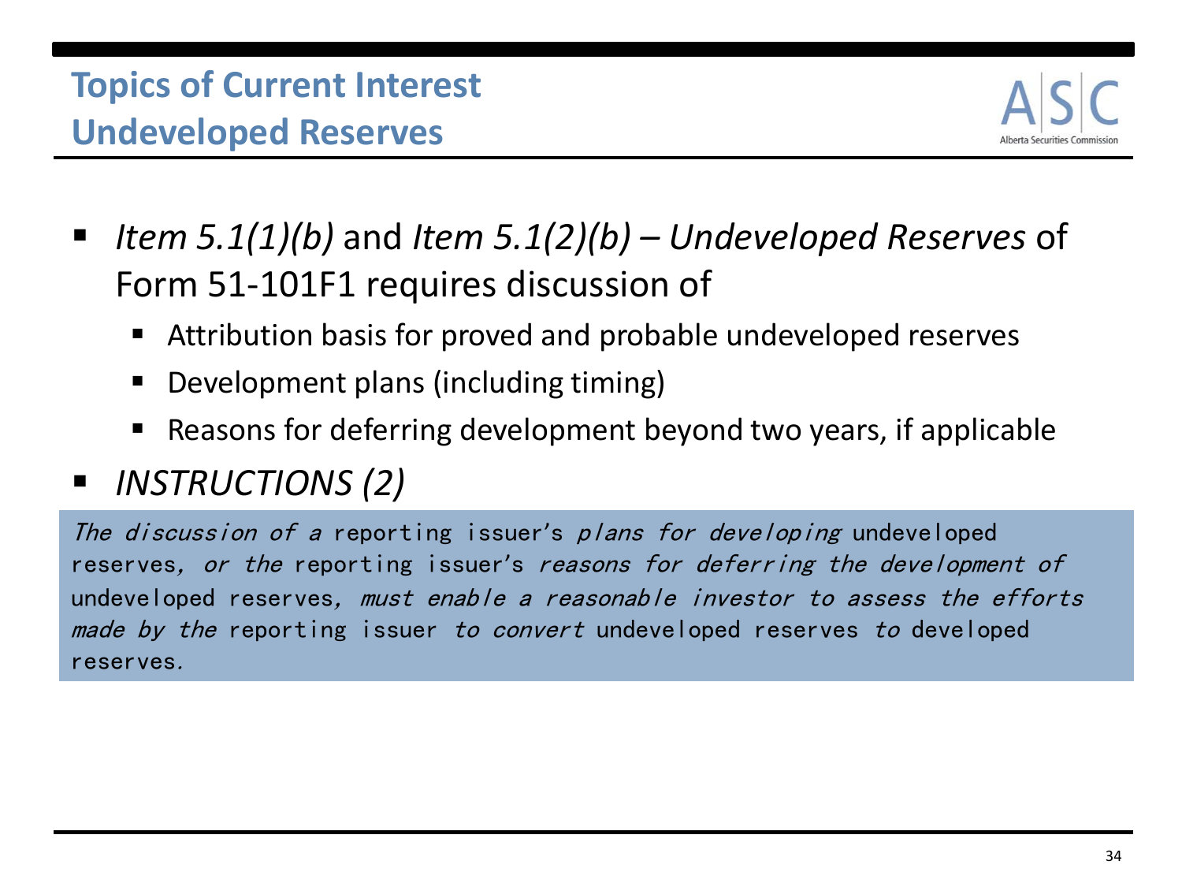# Topics of Current Interest
## Undeveloped Reserves

- *Item 5.1(1)(b)* and *Item 5.1(2)(b) – Undeveloped Reserves* of Form 51-101F1 requires discussion of
  - Attribution basis for proved and probable undeveloped reserves
  - Development plans (including timing)
  - Reasons for deferring development beyond two years, if applicable
- *INSTRUCTIONS (2)*

> *The discussion of a* reporting issuer's *plans for developing* undeveloped reserves*, or the* reporting issuer's *reasons for deferring the development of* undeveloped reserves*, must enable a reasonable investor to assess the efforts made by the* reporting issuer *to convert* undeveloped reserves *to* developed reserves*.*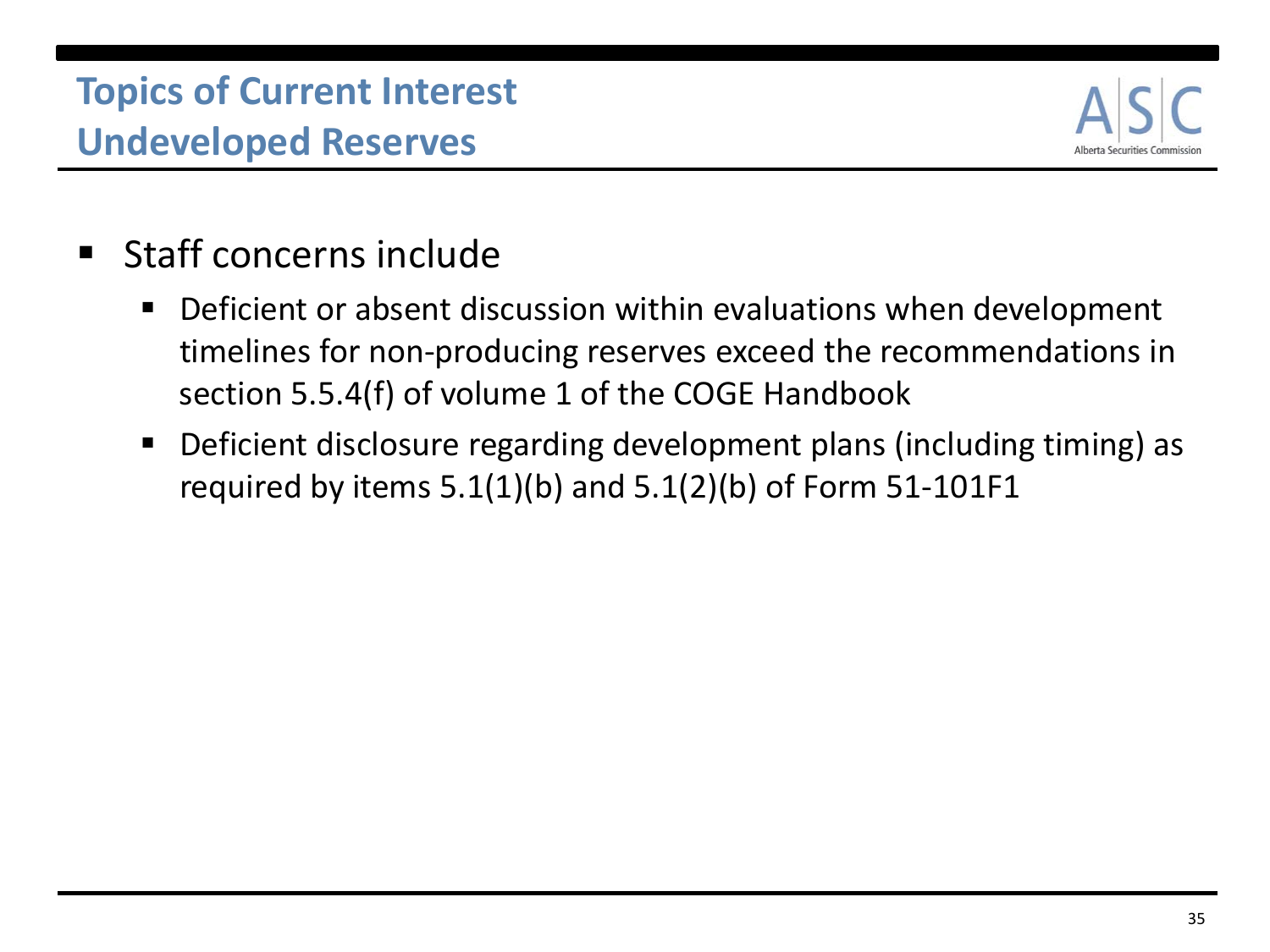# Topics of Current Interest
## Undeveloped Reserves

- Staff concerns include
  - Deficient or absent discussion within evaluations when development timelines for non-producing reserves exceed the recommendations in section 5.5.4(f) of volume 1 of the COGE Handbook
  - Deficient disclosure regarding development plans (including timing) as required by items 5.1(1)(b) and 5.1(2)(b) of Form 51-101F1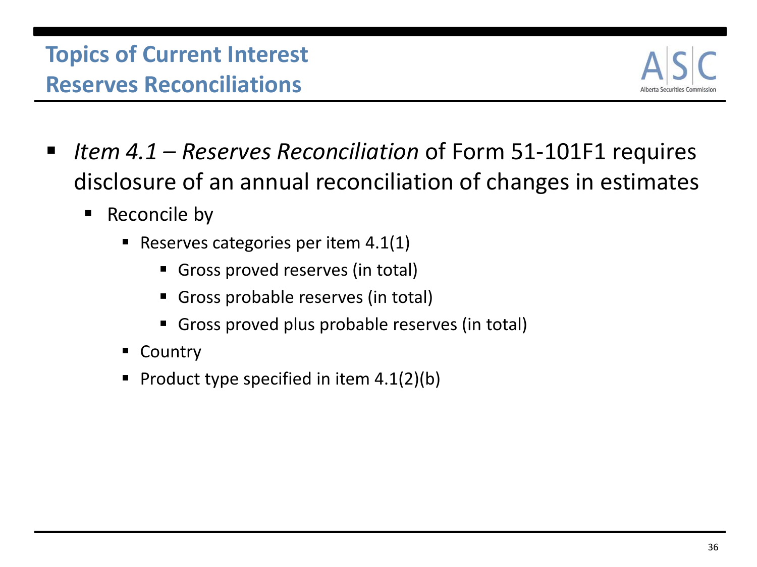# Topics of Current Interest
## Reserves Reconciliations

- *Item 4.1 – Reserves Reconciliation* of Form 51-101F1 requires disclosure of an annual reconciliation of changes in estimates
  - Reconcile by
    - Reserves categories per item 4.1(1)
      - Gross proved reserves (in total)
      - Gross probable reserves (in total)
      - Gross proved plus probable reserves (in total)
    - Country
    - Product type specified in item 4.1(2)(b)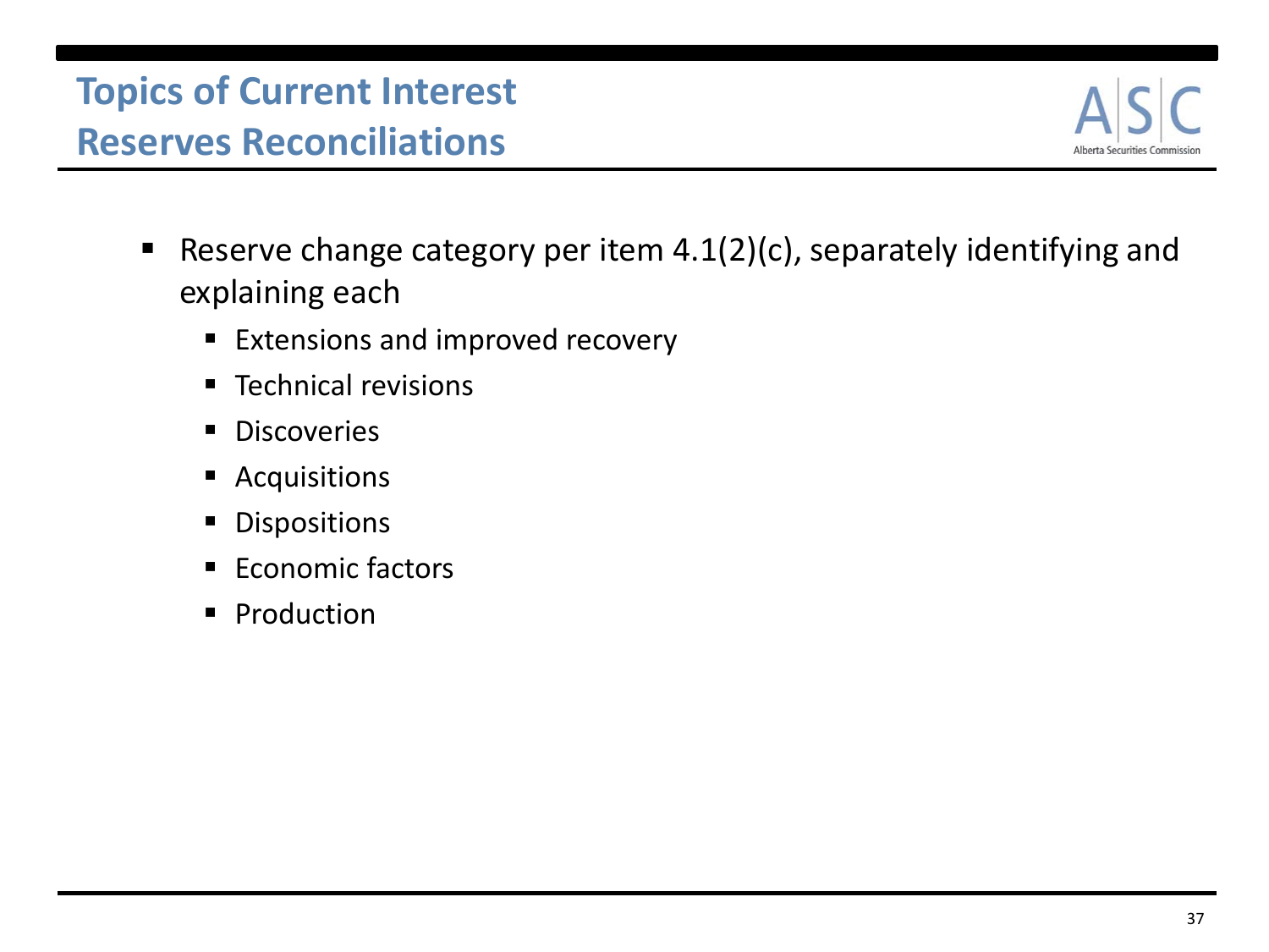# Topics of Current Interest
## Reserves Reconciliations

- Reserve change category per item 4.1(2)(c), separately identifying and explaining each
  - Extensions and improved recovery
  - Technical revisions
  - Discoveries
  - Acquisitions
  - Dispositions
  - Economic factors
  - Production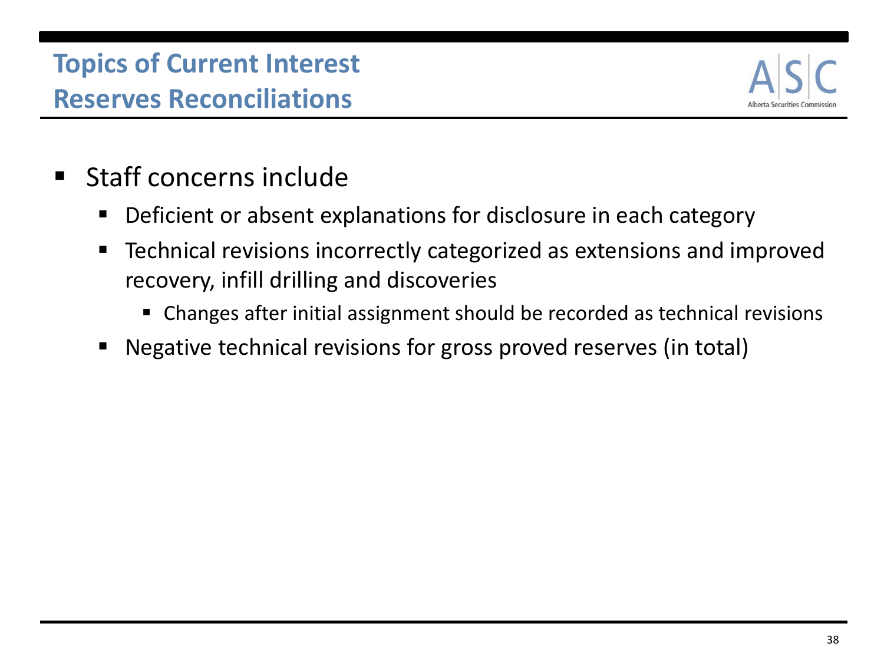# Topics of Current Interest
## Reserves Reconciliations

- Staff concerns include
  - Deficient or absent explanations for disclosure in each category
  - Technical revisions incorrectly categorized as extensions and improved recovery, infill drilling and discoveries
    - Changes after initial assignment should be recorded as technical revisions
  - Negative technical revisions for gross proved reserves (in total)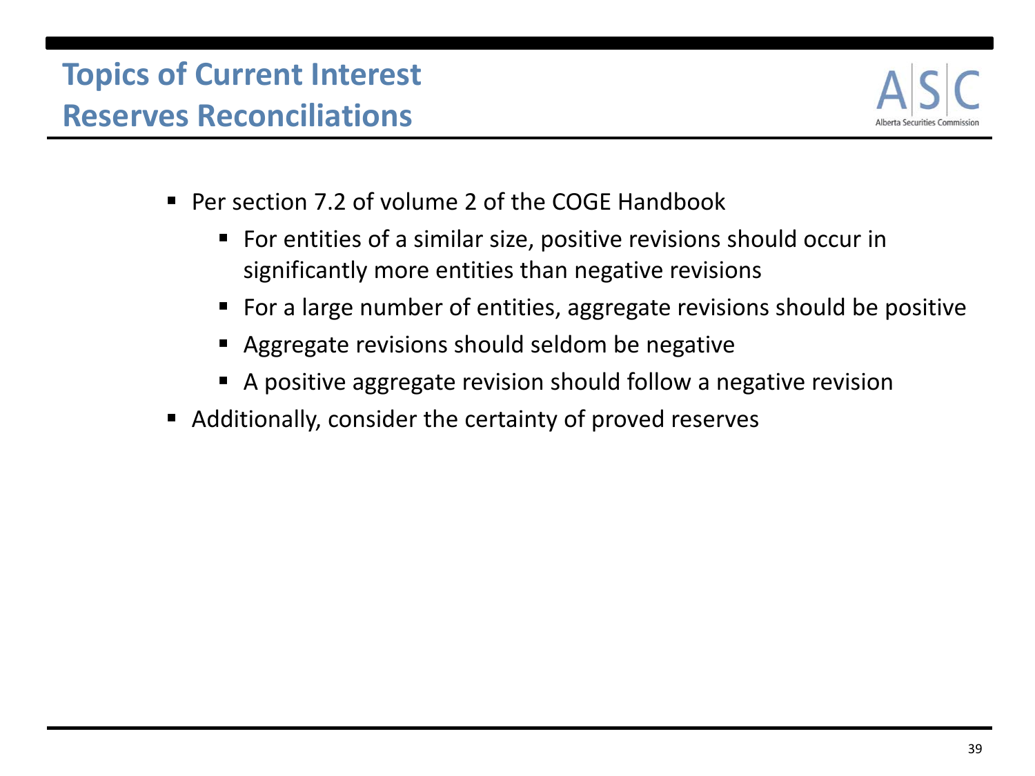# Topics of Current Interest
## Reserves Reconciliations

- Per section 7.2 of volume 2 of the COGE Handbook
  - For entities of a similar size, positive revisions should occur in significantly more entities than negative revisions
  - For a large number of entities, aggregate revisions should be positive
  - Aggregate revisions should seldom be negative
  - A positive aggregate revision should follow a negative revision
- Additionally, consider the certainty of proved reserves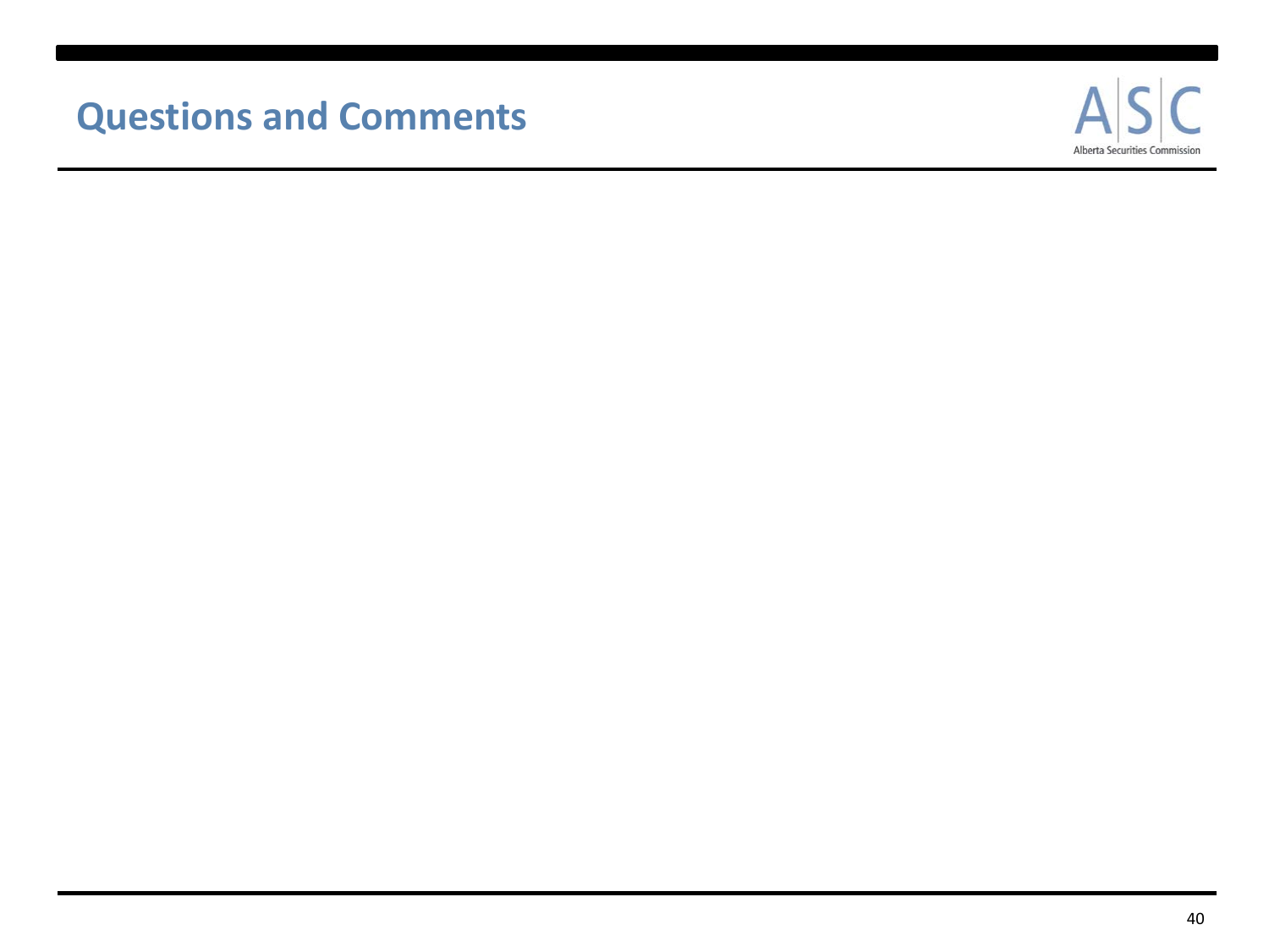# Questions and Comments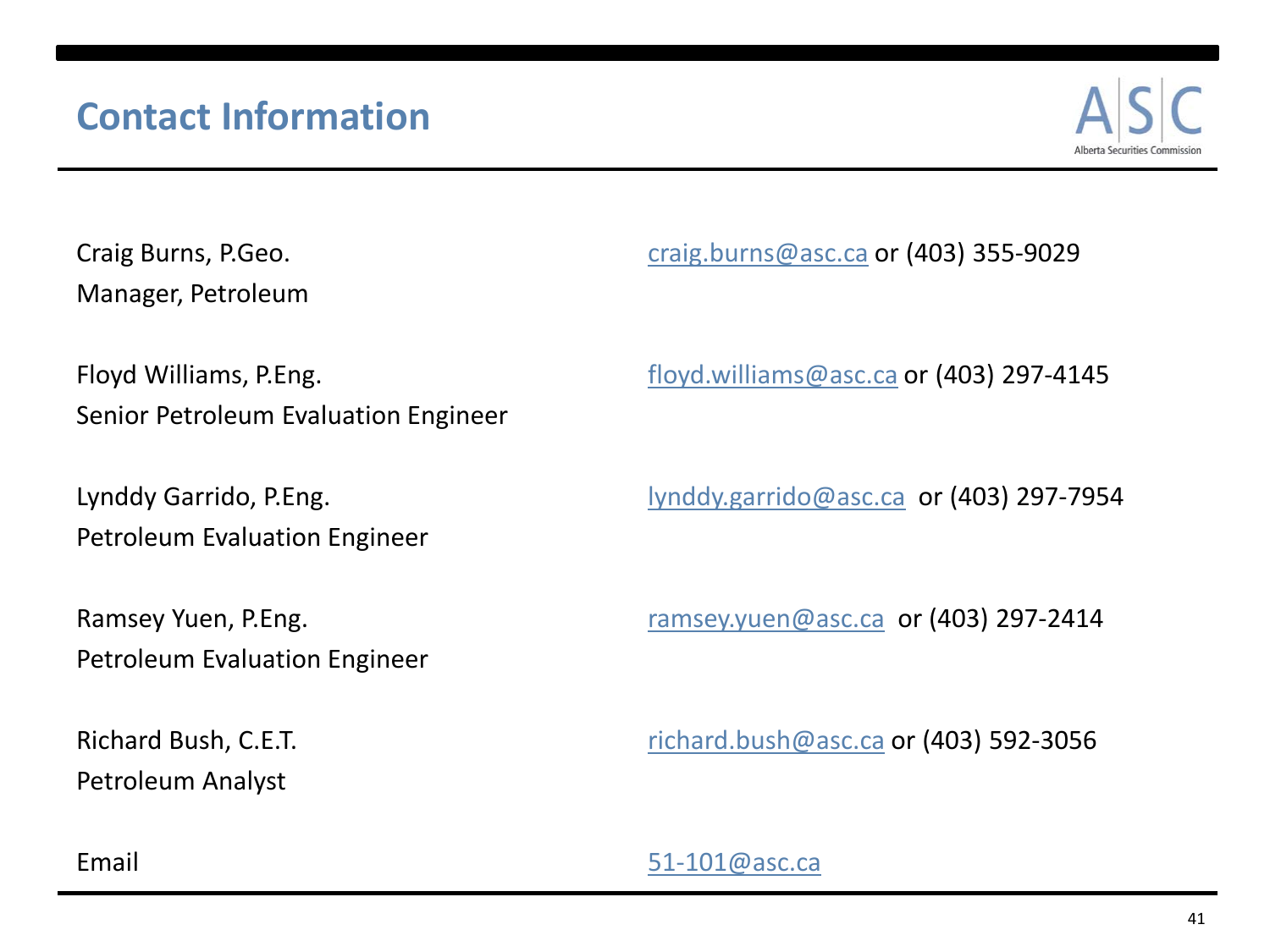# Contact Information

| | |
|---|---|
| Craig Burns, P.Geo.<br>Manager, Petroleum | craig.burns@asc.ca or (403) 355-9029 |
| Floyd Williams, P.Eng.<br>Senior Petroleum Evaluation Engineer | floyd.williams@asc.ca or (403) 297-4145 |
| Lynddy Garrido, P.Eng.<br>Petroleum Evaluation Engineer | lynddy.garrido@asc.ca or (403) 297-7954 |
| Ramsey Yuen, P.Eng.<br>Petroleum Evaluation Engineer | ramsey.yuen@asc.ca or (403) 297-2414 |
| Richard Bush, C.E.T.<br>Petroleum Analyst | richard.bush@asc.ca or (403) 592-3056 |
| Email | 51-101@asc.ca |